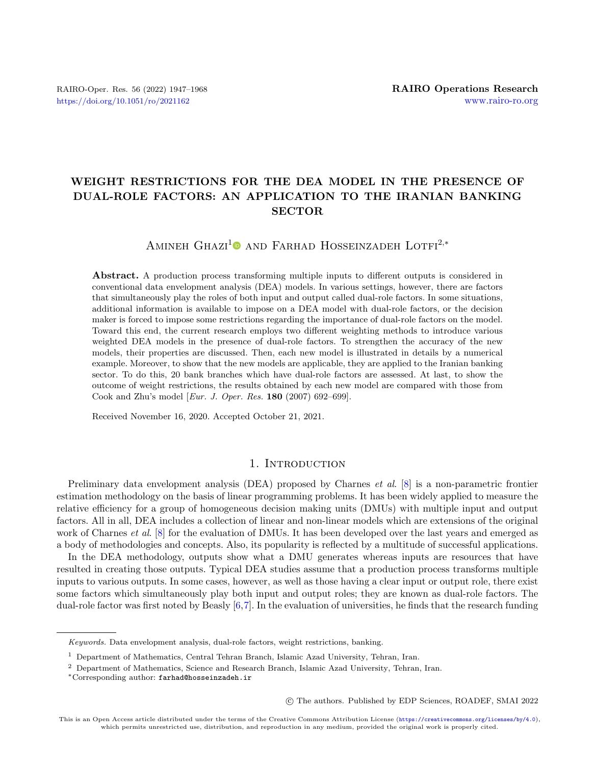# WEIGHT RESTRICTIONS FOR THE DEA MODEL IN THE PRESENCE OF DUAL-ROLE FACTORS: AN APPLICATION TO THE IRANIAN BANKING SECTOR

Amineh Ghazi[1] and Farhad Hosseinzadeh Lotfi[2,*]

**Abstract.** A production process transforming multiple inputs to different outputs is considered in conventional data envelopment analysis (DEA) models. In various settings, however, there are factors that simultaneously play the roles of both input and output called dual-role factors. In some situations, additional information is available to impose on a DEA model with dual-role factors, or the decision maker is forced to impose some restrictions regarding the importance of dual-role factors on the model. Toward this end, the current research employs two different weighting methods to introduce various weighted DEA models in the presence of dual-role factors. To strengthen the accuracy of the new models, their properties are discussed. Then, each new model is illustrated in details by a numerical example. Moreover, to show that the new models are applicable, they are applied to the Iranian banking sector. To do this, 20 bank branches which have dual-role factors are assessed. At last, to show the outcome of weight restrictions, the results obtained by each new model are compared with those from Cook and Zhu's model [*Eur. J. Oper. Res.* **180** (2007) 692–699].

Received November 16, 2020. Accepted October 21, 2021.

## 1. Introduction

Preliminary data envelopment analysis (DEA) proposed by Charnes *et al.* [8] is a non-parametric frontier estimation methodology on the basis of linear programming problems. It has been widely applied to measure the relative efficiency for a group of homogeneous decision making units (DMUs) with multiple input and output factors. All in all, DEA includes a collection of linear and non-linear models which are extensions of the original work of Charnes *et al.* [8] for the evaluation of DMUs. It has been developed over the last years and emerged as a body of methodologies and concepts. Also, its popularity is reflected by a multitude of successful applications.

In the DEA methodology, outputs show what a DMU generates whereas inputs are resources that have resulted in creating those outputs. Typical DEA studies assume that a production process transforms multiple inputs to various outputs. In some cases, however, as well as those having a clear input or output role, there exist some factors which simultaneously play both input and output roles; they are known as dual-role factors. The dual-role factor was first noted by Beasly [6,7]. In the evaluation of universities, he finds that the research funding

*Keywords.* Data envelopment analysis, dual-role factors, weight restrictions, banking.

[1] Department of Mathematics, Central Tehran Branch, Islamic Azad University, Tehran, Iran.

[2] Department of Mathematics, Science and Research Branch, Islamic Azad University, Tehran, Iran.

*Corresponding author: farhad@hosseinzadeh.ir

© The authors. Published by EDP Sciences, ROADEF, SMAI 2022

This is an Open Access article distributed under the terms of the Creative Commons Attribution License (https://creativecommons.org/licenses/by/4.0), which permits unrestricted use, distribution, and reproduction in any medium, provided the original work is properly cited.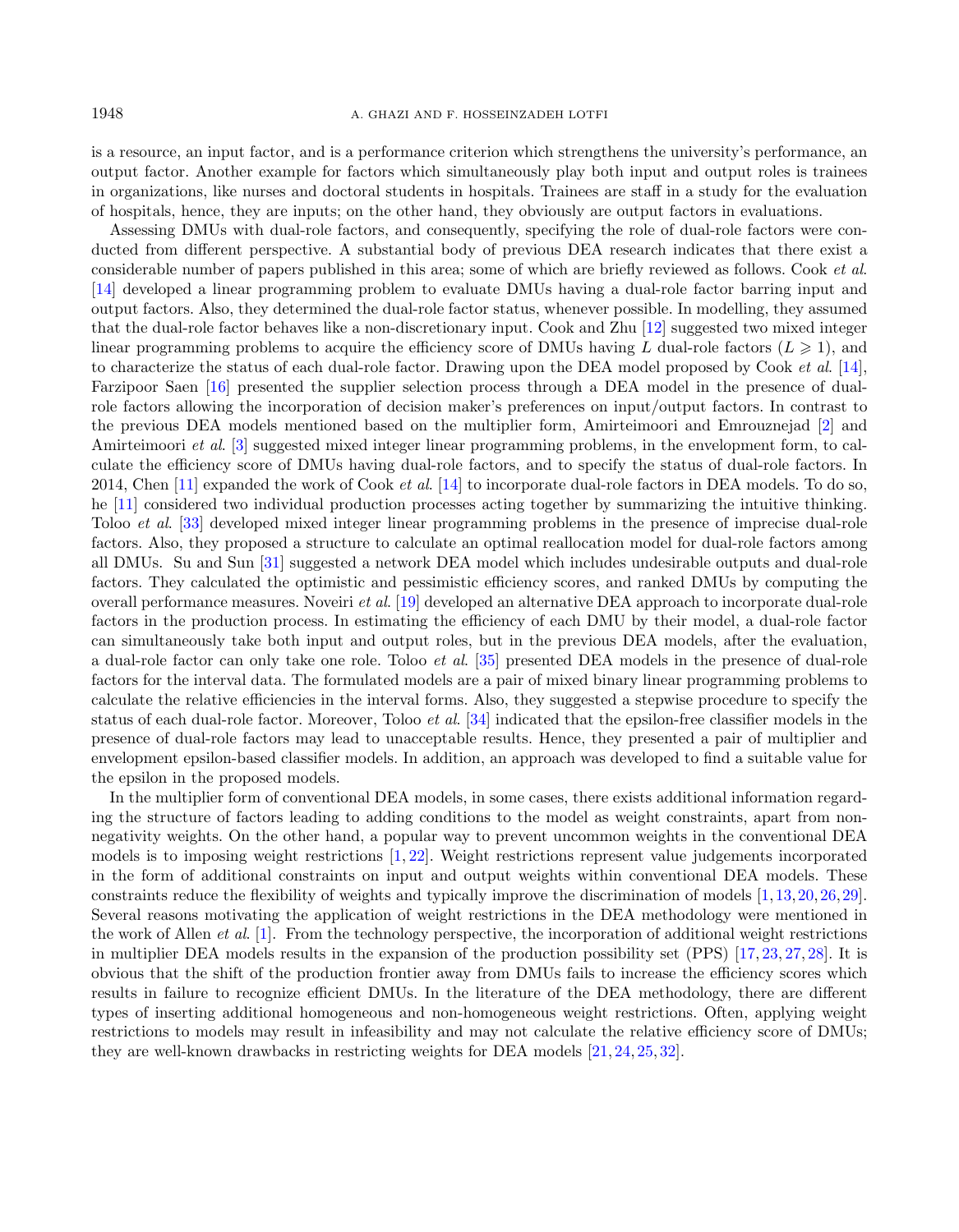is a resource, an input factor, and is a performance criterion which strengthens the university's performance, an output factor. Another example for factors which simultaneously play both input and output roles is trainees in organizations, like nurses and doctoral students in hospitals. Trainees are staff in a study for the evaluation of hospitals, hence, they are inputs; on the other hand, they obviously are output factors in evaluations.

Assessing DMUs with dual-role factors, and consequently, specifying the role of dual-role factors were conducted from different perspective. A substantial body of previous DEA research indicates that there exist a considerable number of papers published in this area; some of which are briefly reviewed as follows. Cook *et al.* [14] developed a linear programming problem to evaluate DMUs having a dual-role factor barring input and output factors. Also, they determined the dual-role factor status, whenever possible. In modelling, they assumed that the dual-role factor behaves like a non-discretionary input. Cook and Zhu [12] suggested two mixed integer linear programming problems to acquire the efficiency score of DMUs having $L$ dual-role factors ($L \geqslant 1$), and to characterize the status of each dual-role factor. Drawing upon the DEA model proposed by Cook *et al.* [14], Farzipoor Saen [16] presented the supplier selection process through a DEA model in the presence of dual-role factors allowing the incorporation of decision maker's preferences on input/output factors. In contrast to the previous DEA models mentioned based on the multiplier form, Amirteimoori and Emrouznejad [2] and Amirteimoori *et al.* [3] suggested mixed integer linear programming problems, in the envelopment form, to calculate the efficiency score of DMUs having dual-role factors, and to specify the status of dual-role factors. In 2014, Chen [11] expanded the work of Cook *et al.* [14] to incorporate dual-role factors in DEA models. To do so, he [11] considered two individual production processes acting together by summarizing the intuitive thinking. Toloo *et al.* [33] developed mixed integer linear programming problems in the presence of imprecise dual-role factors. Also, they proposed a structure to calculate an optimal reallocation model for dual-role factors among all DMUs. Su and Sun [31] suggested a network DEA model which includes undesirable outputs and dual-role factors. They calculated the optimistic and pessimistic efficiency scores, and ranked DMUs by computing the overall performance measures. Noveiri *et al.* [19] developed an alternative DEA approach to incorporate dual-role factors in the production process. In estimating the efficiency of each DMU by their model, a dual-role factor can simultaneously take both input and output roles, but in the previous DEA models, after the evaluation, a dual-role factor can only take one role. Toloo *et al.* [35] presented DEA models in the presence of dual-role factors for the interval data. The formulated models are a pair of mixed binary linear programming problems to calculate the relative efficiencies in the interval forms. Also, they suggested a stepwise procedure to specify the status of each dual-role factor. Moreover, Toloo *et al.* [34] indicated that the epsilon-free classifier models in the presence of dual-role factors may lead to unacceptable results. Hence, they presented a pair of multiplier and envelopment epsilon-based classifier models. In addition, an approach was developed to find a suitable value for the epsilon in the proposed models.

In the multiplier form of conventional DEA models, in some cases, there exists additional information regarding the structure of factors leading to adding conditions to the model as weight constraints, apart from non-negativity weights. On the other hand, a popular way to prevent uncommon weights in the conventional DEA models is to imposing weight restrictions [1, 22]. Weight restrictions represent value judgements incorporated in the form of additional constraints on input and output weights within conventional DEA models. These constraints reduce the flexibility of weights and typically improve the discrimination of models [1, 13, 20, 26, 29]. Several reasons motivating the application of weight restrictions in the DEA methodology were mentioned in the work of Allen *et al.* [1]. From the technology perspective, the incorporation of additional weight restrictions in multiplier DEA models results in the expansion of the production possibility set (PPS) [17, 23, 27, 28]. It is obvious that the shift of the production frontier away from DMUs fails to increase the efficiency scores which results in failure to recognize efficient DMUs. In the literature of the DEA methodology, there are different types of inserting additional homogeneous and non-homogeneous weight restrictions. Often, applying weight restrictions to models may result in infeasibility and may not calculate the relative efficiency score of DMUs; they are well-known drawbacks in restricting weights for DEA models [21, 24, 25, 32].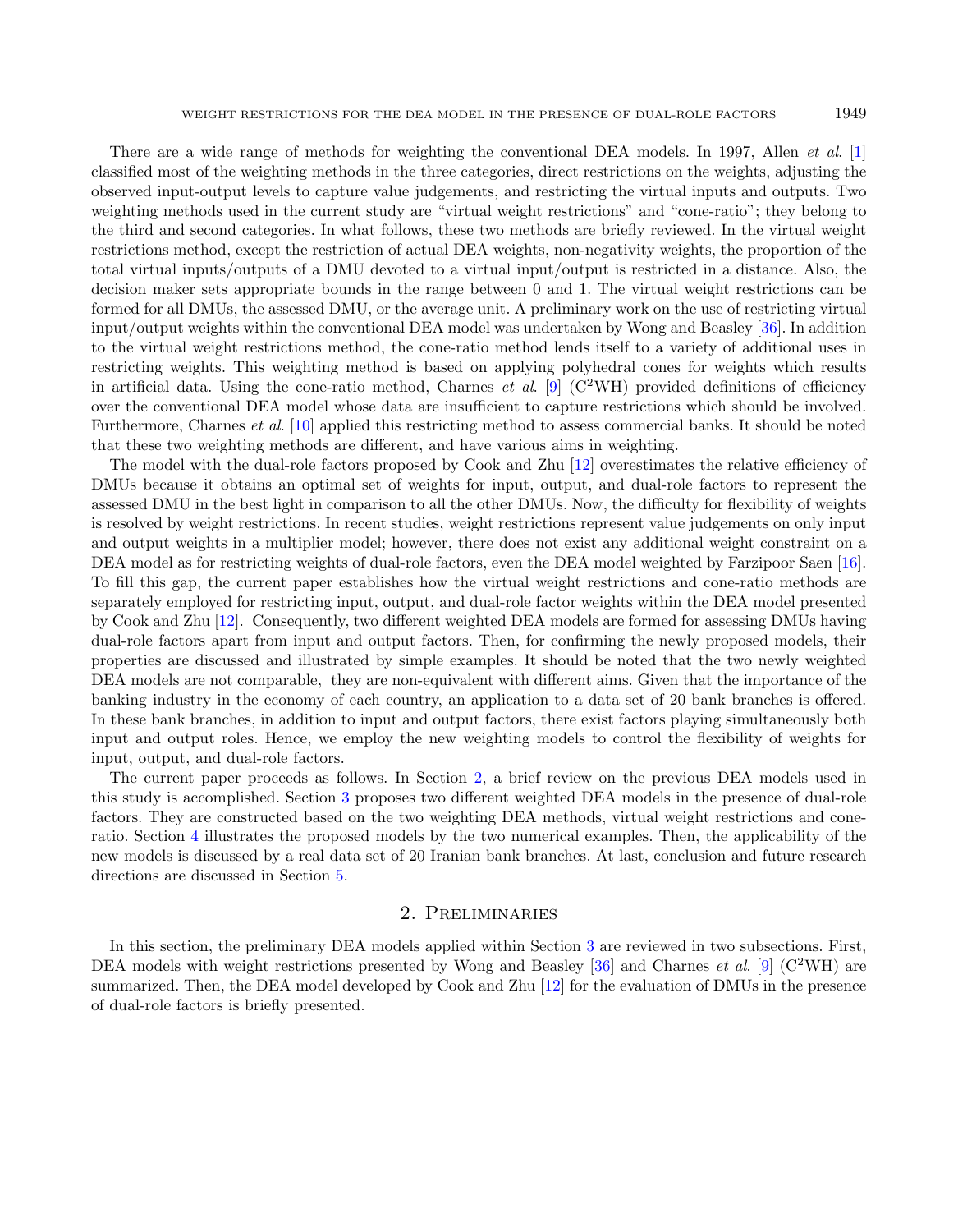There are a wide range of methods for weighting the conventional DEA models. In 1997, Allen *et al*. [1] classified most of the weighting methods in the three categories, direct restrictions on the weights, adjusting the observed input-output levels to capture value judgements, and restricting the virtual inputs and outputs. Two weighting methods used in the current study are "virtual weight restrictions" and "cone-ratio"; they belong to the third and second categories. In what follows, these two methods are briefly reviewed. In the virtual weight restrictions method, except the restriction of actual DEA weights, non-negativity weights, the proportion of the total virtual inputs/outputs of a DMU devoted to a virtual input/output is restricted in a distance. Also, the decision maker sets appropriate bounds in the range between 0 and 1. The virtual weight restrictions can be formed for all DMUs, the assessed DMU, or the average unit. A preliminary work on the use of restricting virtual input/output weights within the conventional DEA model was undertaken by Wong and Beasley [36]. In addition to the virtual weight restrictions method, the cone-ratio method lends itself to a variety of additional uses in restricting weights. This weighting method is based on applying polyhedral cones for weights which results in artificial data. Using the cone-ratio method, Charnes *et al*. [9] ($C^2$WH) provided definitions of efficiency over the conventional DEA model whose data are insufficient to capture restrictions which should be involved. Furthermore, Charnes *et al*. [10] applied this restricting method to assess commercial banks. It should be noted that these two weighting methods are different, and have various aims in weighting.

The model with the dual-role factors proposed by Cook and Zhu [12] overestimates the relative efficiency of DMUs because it obtains an optimal set of weights for input, output, and dual-role factors to represent the assessed DMU in the best light in comparison to all the other DMUs. Now, the difficulty for flexibility of weights is resolved by weight restrictions. In recent studies, weight restrictions represent value judgements on only input and output weights in a multiplier model; however, there does not exist any additional weight constraint on a DEA model as for restricting weights of dual-role factors, even the DEA model weighted by Farzipoor Saen [16]. To fill this gap, the current paper establishes how the virtual weight restrictions and cone-ratio methods are separately employed for restricting input, output, and dual-role factor weights within the DEA model presented by Cook and Zhu [12]. Consequently, two different weighted DEA models are formed for assessing DMUs having dual-role factors apart from input and output factors. Then, for confirming the newly proposed models, their properties are discussed and illustrated by simple examples. It should be noted that the two newly weighted DEA models are not comparable, they are non-equivalent with different aims. Given that the importance of the banking industry in the economy of each country, an application to a data set of 20 bank branches is offered. In these bank branches, in addition to input and output factors, there exist factors playing simultaneously both input and output roles. Hence, we employ the new weighting models to control the flexibility of weights for input, output, and dual-role factors.

The current paper proceeds as follows. In Section 2, a brief review on the previous DEA models used in this study is accomplished. Section 3 proposes two different weighted DEA models in the presence of dual-role factors. They are constructed based on the two weighting DEA methods, virtual weight restrictions and cone-ratio. Section 4 illustrates the proposed models by the two numerical examples. Then, the applicability of the new models is discussed by a real data set of 20 Iranian bank branches. At last, conclusion and future research directions are discussed in Section 5.

## 2. Preliminaries

In this section, the preliminary DEA models applied within Section 3 are reviewed in two subsections. First, DEA models with weight restrictions presented by Wong and Beasley [36] and Charnes *et al*. [9] ($C^2$WH) are summarized. Then, the DEA model developed by Cook and Zhu [12] for the evaluation of DMUs in the presence of dual-role factors is briefly presented.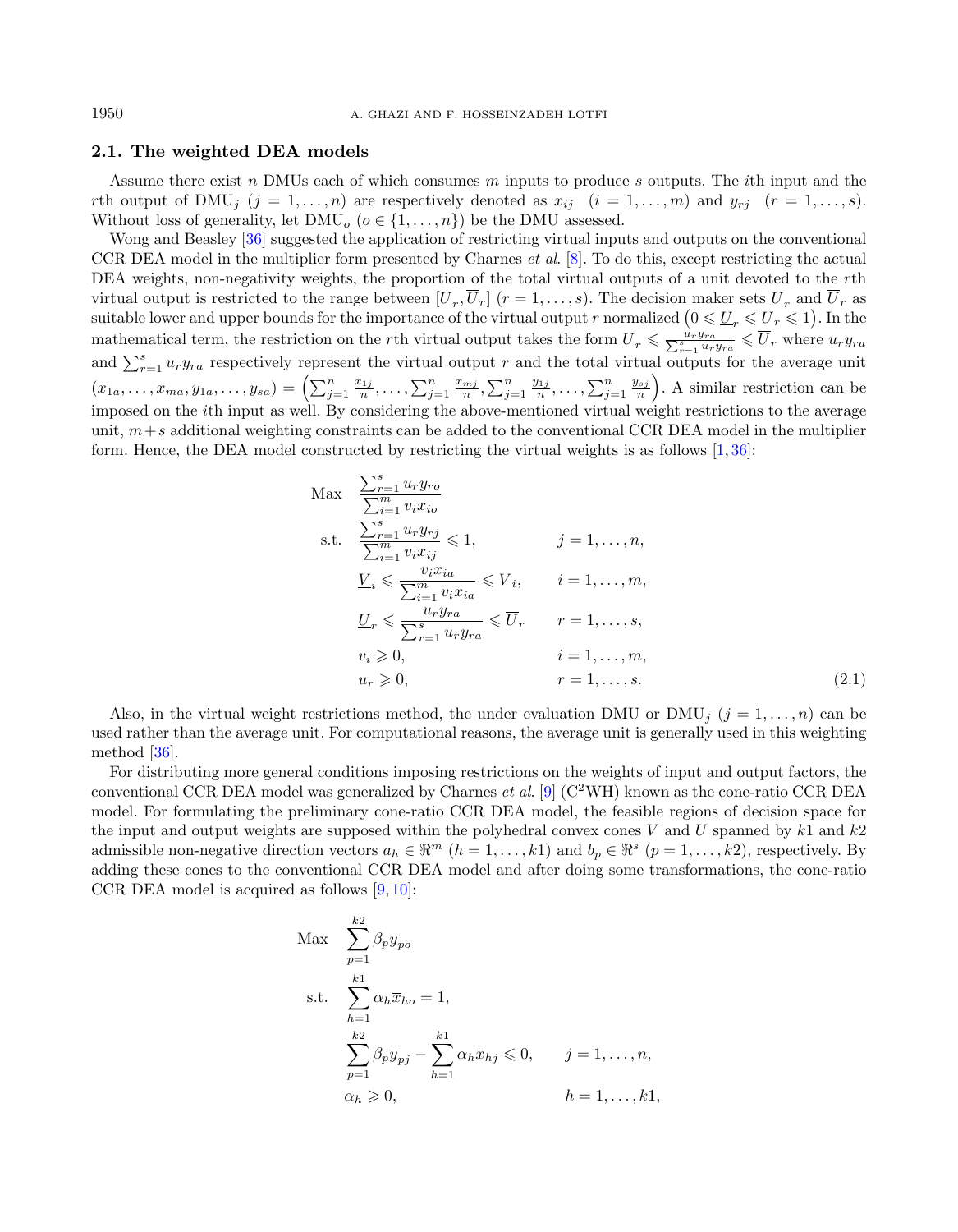### 2.1. The weighted DEA models

Assume there exist $n$ DMUs each of which consumes $m$ inputs to produce $s$ outputs. The $i$th input and the $r$th output of $\text{DMU}_j$ $(j = 1,\ldots,n)$ are respectively denoted as $x_{ij}$ $(i = 1,\ldots,m)$ and $y_{rj}$ $(r = 1,\ldots,s)$. Without loss of generality, let $\text{DMU}_o$ $(o \in \{1,\ldots,n\})$ be the DMU assessed.

Wong and Beasley [36] suggested the application of restricting virtual inputs and outputs on the conventional CCR DEA model in the multiplier form presented by Charnes *et al.* [8]. To do this, except restricting the actual DEA weights, non-negativity weights, the proportion of the total virtual outputs of a unit devoted to the $r$th virtual output is restricted to the range between $[\underline{U}_r, \overline{U}_r]$ $(r = 1,\ldots,s)$. The decision maker sets $\underline{U}_r$ and $\overline{U}_r$ as suitable lower and upper bounds for the importance of the virtual output $r$ normalized $\left(0 \leqslant \underline{U}_r \leqslant \overline{U}_r \leqslant 1\right)$. In the mathematical term, the restriction on the $r$th virtual output takes the form $\underline{U}_r \leqslant \frac{u_r y_{ra}}{\sum_{r=1}^{s} u_r y_{ra}} \leqslant \overline{U}_r$ where $u_r y_{ra}$ and $\sum_{r=1}^{s} u_r y_{ra}$ respectively represent the virtual output $r$ and the total virtual outputs for the average unit $(x_{1a},\ldots,x_{ma},y_{1a},\ldots,y_{sa}) = \left(\sum_{j=1}^{n} \frac{x_{1j}}{n},\ldots,\sum_{j=1}^{n} \frac{x_{mj}}{n},\sum_{j=1}^{n} \frac{y_{1j}}{n},\ldots,\sum_{j=1}^{n} \frac{y_{sj}}{n}\right)$. A similar restriction can be imposed on the $i$th input as well. By considering the above-mentioned virtual weight restrictions to the average unit, $m+s$ additional weighting constraints can be added to the conventional CCR DEA model in the multiplier form. Hence, the DEA model constructed by restricting the virtual weights is as follows [1,36]:

$$
\begin{aligned}
\text{Max} \quad & \frac{\sum_{r=1}^{s} u_r y_{ro}}{\sum_{i=1}^{m} v_i x_{io}} \\
\text{s.t.} \quad & \frac{\sum_{r=1}^{s} u_r y_{rj}}{\sum_{i=1}^{m} v_i x_{ij}} \leqslant 1, && j = 1,\ldots,n, \\
& \underline{V}_i \leqslant \frac{v_i x_{ia}}{\sum_{i=1}^{m} v_i x_{ia}} \leqslant \overline{V}_i, && i = 1,\ldots,m, \\
& \underline{U}_r \leqslant \frac{u_r y_{ra}}{\sum_{r=1}^{s} u_r y_{ra}} \leqslant \overline{U}_r && r = 1,\ldots,s, \\
& v_i \geqslant 0, && i = 1,\ldots,m, \\
& u_r \geqslant 0, && r = 1,\ldots,s.
\end{aligned}
\tag{2.1}
$$

Also, in the virtual weight restrictions method, the under evaluation DMU or $\text{DMU}_j$ $(j = 1,\ldots,n)$ can be used rather than the average unit. For computational reasons, the average unit is generally used in this weighting method [36].

For distributing more general conditions imposing restrictions on the weights of input and output factors, the conventional CCR DEA model was generalized by Charnes *et al.* [9] ($\text{C}^2\text{WH}$) known as the cone-ratio CCR DEA model. For formulating the preliminary cone-ratio CCR DEA model, the feasible regions of decision space for the input and output weights are supposed within the polyhedral convex cones $V$ and $U$ spanned by $k1$ and $k2$ admissible non-negative direction vectors $a_h \in \Re^m$ $(h = 1,\ldots,k1)$ and $b_p \in \Re^s$ $(p = 1,\ldots,k2)$, respectively. By adding these cones to the conventional CCR DEA model and after doing some transformations, the cone-ratio CCR DEA model is acquired as follows [9,10]:

$$
\begin{aligned}
\text{Max} \quad & \sum_{p=1}^{k2} \beta_p \overline{y}_{po} \\
\text{s.t.} \quad & \sum_{h=1}^{k1} \alpha_h \overline{x}_{ho} = 1, \\
& \sum_{p=1}^{k2} \beta_p \overline{y}_{pj} - \sum_{h=1}^{k1} \alpha_h \overline{x}_{hj} \leqslant 0, && j = 1,\ldots,n, \\
& \alpha_h \geqslant 0, && h = 1,\ldots,k1,
\end{aligned}
$$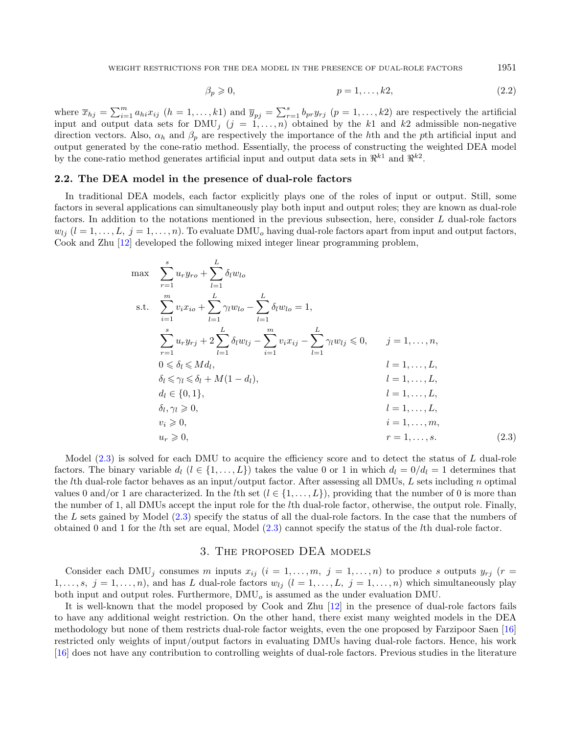$$\beta_p \geqslant 0, \qquad\qquad p = 1, \ldots, k2, \tag{2.2}$$

where $\overline{x}_{hj} = \sum_{i=1}^{m} a_{hi}x_{ij}$ $(h = 1, \ldots, k1)$ and $\overline{y}_{pj} = \sum_{r=1}^{s} b_{pr}y_{rj}$ $(p = 1, \ldots, k2)$ are respectively the artificial input and output data sets for DMU$_j$ $(j = 1, \ldots, n)$ obtained by the $k1$ and $k2$ admissible non-negative direction vectors. Also, $\alpha_h$ and $\beta_p$ are respectively the importance of the $h$th and the $p$th artificial input and output generated by the cone-ratio method. Essentially, the process of constructing the weighted DEA model by the cone-ratio method generates artificial input and output data sets in $\Re^{k1}$ and $\Re^{k2}$.

### 2.2. The DEA model in the presence of dual-role factors

In traditional DEA models, each factor explicitly plays one of the roles of input or output. Still, some factors in several applications can simultaneously play both input and output roles; they are known as dual-role factors. In addition to the notations mentioned in the previous subsection, here, consider $L$ dual-role factors $w_{lj}$ $(l = 1, \ldots, L,\ j = 1, \ldots, n)$. To evaluate DMU$_o$ having dual-role factors apart from input and output factors, Cook and Zhu [12] developed the following mixed integer linear programming problem,

$$
\begin{aligned}
\max \quad & \sum_{r=1}^{s} u_r y_{ro} + \sum_{l=1}^{L} \delta_l w_{lo} \\
\text{s.t.} \quad & \sum_{i=1}^{m} v_i x_{io} + \sum_{l=1}^{L} \gamma_l w_{lo} - \sum_{l=1}^{L} \delta_l w_{lo} = 1, \\
& \sum_{r=1}^{s} u_r y_{rj} + 2\sum_{l=1}^{L} \delta_l w_{lj} - \sum_{i=1}^{m} v_i x_{ij} - \sum_{l=1}^{L} \gamma_l w_{lj} \leqslant 0, && j = 1, \ldots, n, \\
& 0 \leqslant \delta_l \leqslant M d_l, && l = 1, \ldots, L, \\
& \delta_l \leqslant \gamma_l \leqslant \delta_l + M(1 - d_l), && l = 1, \ldots, L, \\
& d_l \in \{0, 1\}, && l = 1, \ldots, L, \\
& \delta_l, \gamma_l \geqslant 0, && l = 1, \ldots, L, \\
& v_i \geqslant 0, && i = 1, \ldots, m, \\
& u_r \geqslant 0, && r = 1, \ldots, s.
\end{aligned} \tag{2.3}
$$

Model (2.3) is solved for each DMU to acquire the efficiency score and to detect the status of $L$ dual-role factors. The binary variable $d_l$ $(l \in \{1, \ldots, L\})$ takes the value 0 or 1 in which $d_l = 0/d_l = 1$ determines that the $l$th dual-role factor behaves as an input/output factor. After assessing all DMUs, $L$ sets including $n$ optimal values 0 and/or 1 are characterized. In the $l$th set $(l \in \{1, \ldots, L\})$, providing that the number of 0 is more than the number of 1, all DMUs accept the input role for the $l$th dual-role factor, otherwise, the output role. Finally, the $L$ sets gained by Model (2.3) specify the status of all the dual-role factors. In the case that the numbers of obtained 0 and 1 for the $l$th set are equal, Model (2.3) cannot specify the status of the $l$th dual-role factor.

## 3. The proposed DEA models

Consider each DMU$_j$ consumes $m$ inputs $x_{ij}$ $(i = 1, \ldots, m,\ j = 1, \ldots, n)$ to produce $s$ outputs $y_{rj}$ $(r = 1, \ldots, s,\ j = 1, \ldots, n)$, and has $L$ dual-role factors $w_{lj}$ $(l = 1, \ldots, L,\ j = 1, \ldots, n)$ which simultaneously play both input and output roles. Furthermore, DMU$_o$ is assumed as the under evaluation DMU.

It is well-known that the model proposed by Cook and Zhu [12] in the presence of dual-role factors fails to have any additional weight restriction. On the other hand, there exist many weighted models in the DEA methodology but none of them restricts dual-role factor weights, even the one proposed by Farzipoor Saen [16] restricted only weights of input/output factors in evaluating DMUs having dual-role factors. Hence, his work [16] does not have any contribution to controlling weights of dual-role factors. Previous studies in the literature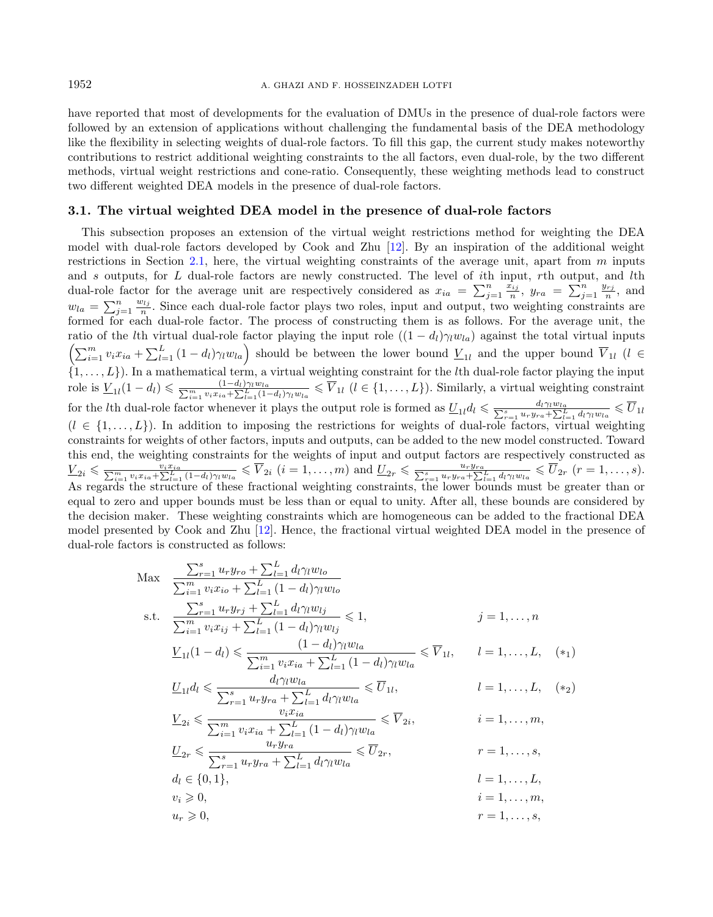have reported that most of developments for the evaluation of DMUs in the presence of dual-role factors were followed by an extension of applications without challenging the fundamental basis of the DEA methodology like the flexibility in selecting weights of dual-role factors. To fill this gap, the current study makes noteworthy contributions to restrict additional weighting constraints to the all factors, even dual-role, by the two different methods, virtual weight restrictions and cone-ratio. Consequently, these weighting methods lead to construct two different weighted DEA models in the presence of dual-role factors.

### 3.1. The virtual weighted DEA model in the presence of dual-role factors

This subsection proposes an extension of the virtual weight restrictions method for weighting the DEA model with dual-role factors developed by Cook and Zhu [12]. By an inspiration of the additional weight restrictions in Section 2.1, here, the virtual weighting constraints of the average unit, apart from $m$ inputs and $s$ outputs, for $L$ dual-role factors are newly constructed. The level of $i$th input, $r$th output, and $l$th dual-role factor for the average unit are respectively considered as $x_{ia} = \sum_{j=1}^{n} \frac{x_{ij}}{n}$, $y_{ra} = \sum_{j=1}^{n} \frac{y_{rj}}{n}$, and $w_{la} = \sum_{j=1}^{n} \frac{w_{lj}}{n}$. Since each dual-role factor plays two roles, input and output, two weighting constraints are formed for each dual-role factor. The process of constructing them is as follows. For the average unit, the ratio of the $l$th virtual dual-role factor playing the input role $((1-d_l)\gamma_l w_{la})$ against the total virtual inputs $\left(\sum_{i=1}^{m} v_i x_{ia} + \sum_{l=1}^{L}(1-d_l)\gamma_l w_{la}\right)$ should be between the lower bound $\underline{V}_{1l}$ and the upper bound $\overline{V}_{1l}$ $(l \in \{1,\ldots,L\})$. In a mathematical term, a virtual weighting constraint for the $l$th dual-role factor playing the input role is $\underline{V}_{1l}(1-d_l) \leqslant \frac{(1-d_l)\gamma_l w_{la}}{\sum_{i=1}^{m} v_i x_{ia} + \sum_{l=1}^{L}(1-d_l)\gamma_l w_{la}} \leqslant \overline{V}_{1l}$ $(l \in \{1,\ldots,L\})$. Similarly, a virtual weighting constraint for the $l$th dual-role factor whenever it plays the output role is formed as $\underline{U}_{1l} d_l \leqslant \frac{d_l \gamma_l w_{la}}{\sum_{r=1}^{s} u_r y_{ra} + \sum_{l=1}^{L} d_l \gamma_l w_{la}} \leqslant \overline{U}_{1l}$ $(l \in \{1,\ldots,L\})$. In addition to imposing the restrictions for weights of dual-role factors, virtual weighting constraints for weights of other factors, inputs and outputs, can be added to the new model constructed. Toward this end, the weighting constraints for the weights of input and output factors are respectively constructed as $\underline{V}_{2i} \leqslant \frac{v_i x_{ia}}{\sum_{i=1}^{m} v_i x_{ia} + \sum_{l=1}^{L}(1-d_l)\gamma_l w_{la}} \leqslant \overline{V}_{2i}$ $(i = 1,\ldots,m)$ and $\underline{U}_{2r} \leqslant \frac{u_r y_{ra}}{\sum_{r=1}^{s} u_r y_{ra} + \sum_{l=1}^{L} d_l \gamma_l w_{la}} \leqslant \overline{U}_{2r}$ $(r = 1,\ldots,s)$. As regards the structure of these fractional weighting constraints, the lower bounds must be greater than or equal to zero and upper bounds must be less than or equal to unity. After all, these bounds are considered by the decision maker. These weighting constraints which are homogeneous can be added to the fractional DEA model presented by Cook and Zhu [12]. Hence, the fractional virtual weighted DEA model in the presence of dual-role factors is constructed as follows:

$$
\begin{aligned}
\text{Max} \quad & \frac{\sum_{r=1}^{s} u_r y_{ro} + \sum_{l=1}^{L} d_l \gamma_l w_{lo}}{\sum_{i=1}^{m} v_i x_{io} + \sum_{l=1}^{L}(1-d_l)\gamma_l w_{lo}} \\
\text{s.t.} \quad & \frac{\sum_{r=1}^{s} u_r y_{rj} + \sum_{l=1}^{L} d_l \gamma_l w_{lj}}{\sum_{i=1}^{m} v_i x_{ij} + \sum_{l=1}^{L}(1-d_l)\gamma_l w_{lj}} \leqslant 1, && j = 1,\ldots,n \\
& \underline{V}_{1l}(1-d_l) \leqslant \frac{(1-d_l)\gamma_l w_{la}}{\sum_{i=1}^{m} v_i x_{ia} + \sum_{l=1}^{L}(1-d_l)\gamma_l w_{la}} \leqslant \overline{V}_{1l}, && l = 1,\ldots,L, \quad (*_1) \\
& \underline{U}_{1l} d_l \leqslant \frac{d_l \gamma_l w_{la}}{\sum_{r=1}^{s} u_r y_{ra} + \sum_{l=1}^{L} d_l \gamma_l w_{la}} \leqslant \overline{U}_{1l}, && l = 1,\ldots,L, \quad (*_2) \\
& \underline{V}_{2i} \leqslant \frac{v_i x_{ia}}{\sum_{i=1}^{m} v_i x_{ia} + \sum_{l=1}^{L}(1-d_l)\gamma_l w_{la}} \leqslant \overline{V}_{2i}, && i = 1,\ldots,m, \\
& \underline{U}_{2r} \leqslant \frac{u_r y_{ra}}{\sum_{r=1}^{s} u_r y_{ra} + \sum_{l=1}^{L} d_l \gamma_l w_{la}} \leqslant \overline{U}_{2r}, && r = 1,\ldots,s, \\
& d_l \in \{0,1\}, && l = 1,\ldots,L, \\
& v_i \geqslant 0, && i = 1,\ldots,m, \\
& u_r \geqslant 0, && r = 1,\ldots,s,
\end{aligned}
$$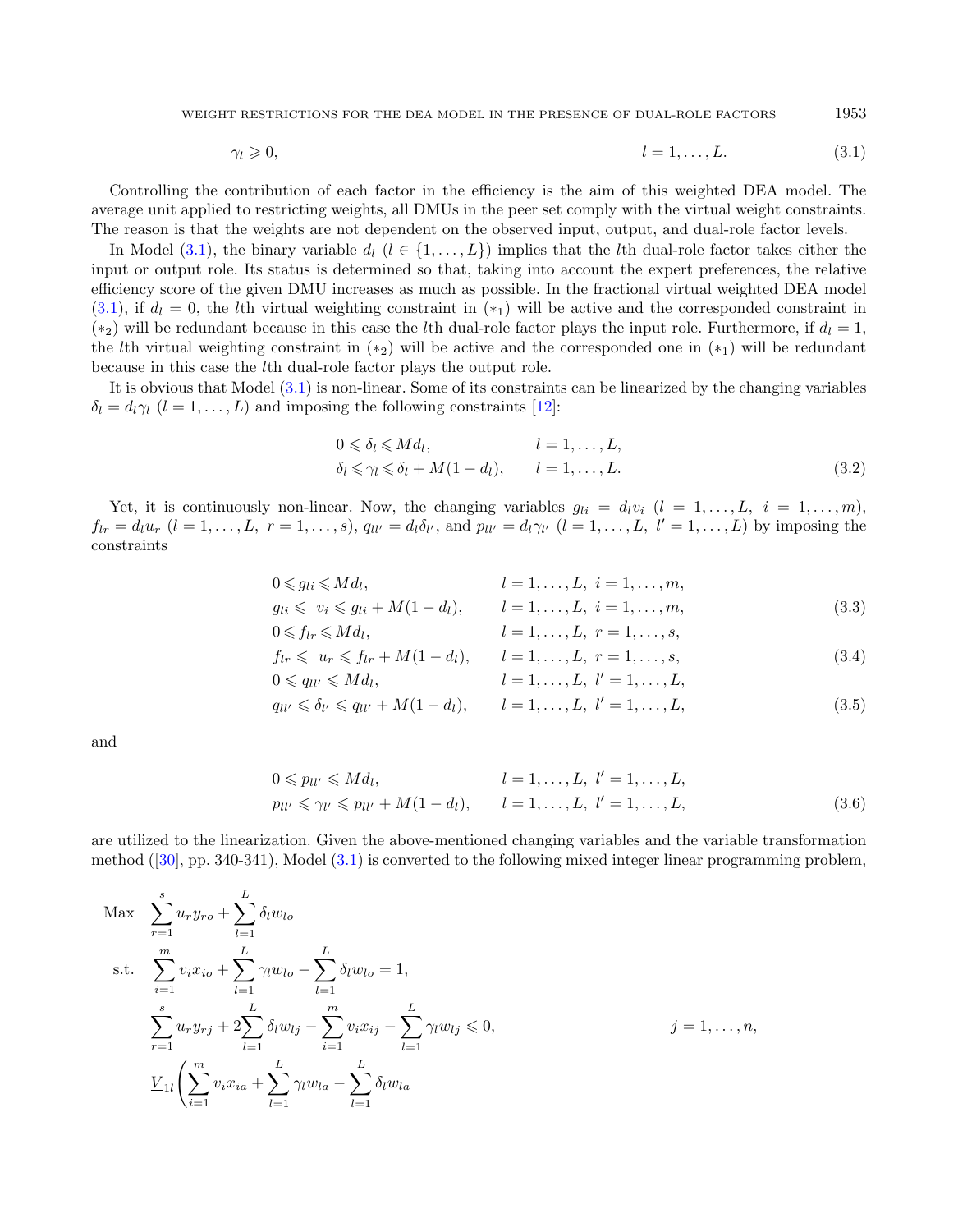$$\gamma_l \geqslant 0, \qquad l = 1, \ldots, L. \tag{3.1}$$

Controlling the contribution of each factor in the efficiency is the aim of this weighted DEA model. The average unit applied to restricting weights, all DMUs in the peer set comply with the virtual weight constraints. The reason is that the weights are not dependent on the observed input, output, and dual-role factor levels.

In Model (3.1), the binary variable $d_l$ ($l \in \{1, \ldots, L\}$) implies that the $l$th dual-role factor takes either the input or output role. Its status is determined so that, taking into account the expert preferences, the relative efficiency score of the given DMU increases as much as possible. In the fractional virtual weighted DEA model (3.1), if $d_l = 0$, the $l$th virtual weighting constraint in $(*_1)$ will be active and the corresponded constraint in $(*_2)$ will be redundant because in this case the $l$th dual-role factor plays the input role. Furthermore, if $d_l = 1$, the $l$th virtual weighting constraint in $(*_2)$ will be active and the corresponded one in $(*_1)$ will be redundant because in this case the $l$th dual-role factor plays the output role.

It is obvious that Model (3.1) is non-linear. Some of its constraints can be linearized by the changing variables $\delta_l = d_l\gamma_l$ ($l = 1, \ldots, L$) and imposing the following constraints [12]:

$$\begin{aligned}
&0 \leqslant \delta_l \leqslant M d_l, && l = 1, \ldots, L, \\
&\delta_l \leqslant \gamma_l \leqslant \delta_l + M(1 - d_l), && l = 1, \ldots, L.
\end{aligned} \tag{3.2}$$

Yet, it is continuously non-linear. Now, the changing variables $g_{li} = d_l v_i$ ($l = 1, \ldots, L,\ i = 1, \ldots, m$), $f_{lr} = d_l u_r$ ($l = 1, \ldots, L,\ r = 1, \ldots, s$), $q_{ll'} = d_l \delta_{l'}$, and $p_{ll'} = d_l \gamma_{l'}$ ($l = 1, \ldots, L,\ l' = 1, \ldots, L$) by imposing the constraints

$$\begin{aligned}
&0 \leqslant g_{li} \leqslant M d_l, && l = 1, \ldots, L,\ i = 1, \ldots, m, \\
&g_{li} \leqslant\ v_i \leqslant g_{li} + M(1 - d_l), && l = 1, \ldots, L,\ i = 1, \ldots, m,
\end{aligned} \tag{3.3}$$

$$\begin{aligned}
&0 \leqslant f_{lr} \leqslant M d_l, && l = 1, \ldots, L,\ r = 1, \ldots, s, \\
&f_{lr} \leqslant\ u_r \leqslant f_{lr} + M(1 - d_l), && l = 1, \ldots, L,\ r = 1, \ldots, s,
\end{aligned} \tag{3.4}$$

$$\begin{aligned}
&0 \leqslant q_{ll'} \leqslant M d_l, && l = 1, \ldots, L,\ l' = 1, \ldots, L, \\
&q_{ll'} \leqslant \delta_{l'} \leqslant q_{ll'} + M(1 - d_l), && l = 1, \ldots, L,\ l' = 1, \ldots, L,
\end{aligned} \tag{3.5}$$

and

$$\begin{aligned}
&0 \leqslant p_{ll'} \leqslant M d_l, && l = 1, \ldots, L,\ l' = 1, \ldots, L, \\
&p_{ll'} \leqslant \gamma_{l'} \leqslant p_{ll'} + M(1 - d_l), && l = 1, \ldots, L,\ l' = 1, \ldots, L,
\end{aligned} \tag{3.6}$$

are utilized to the linearization. Given the above-mentioned changing variables and the variable transformation method ([30], pp. 340-341), Model (3.1) is converted to the following mixed integer linear programming problem,

$$\begin{aligned}
\text{Max} \quad & \sum_{r=1}^{s} u_r y_{ro} + \sum_{l=1}^{L} \delta_l w_{lo} \\
\text{s.t.} \quad & \sum_{i=1}^{m} v_i x_{io} + \sum_{l=1}^{L} \gamma_l w_{lo} - \sum_{l=1}^{L} \delta_l w_{lo} = 1, \\
& \sum_{r=1}^{s} u_r y_{rj} + 2\sum_{l=1}^{L} \delta_l w_{lj} - \sum_{i=1}^{m} v_i x_{ij} - \sum_{l=1}^{L} \gamma_l w_{lj} \leqslant 0, \qquad j = 1, \ldots, n, \\
& \underline{V}_{1l}\left( \sum_{i=1}^{m} v_i x_{ia} + \sum_{l=1}^{L} \gamma_l w_{la} - \sum_{l=1}^{L} \delta_l w_{la} \right.
\end{aligned}$$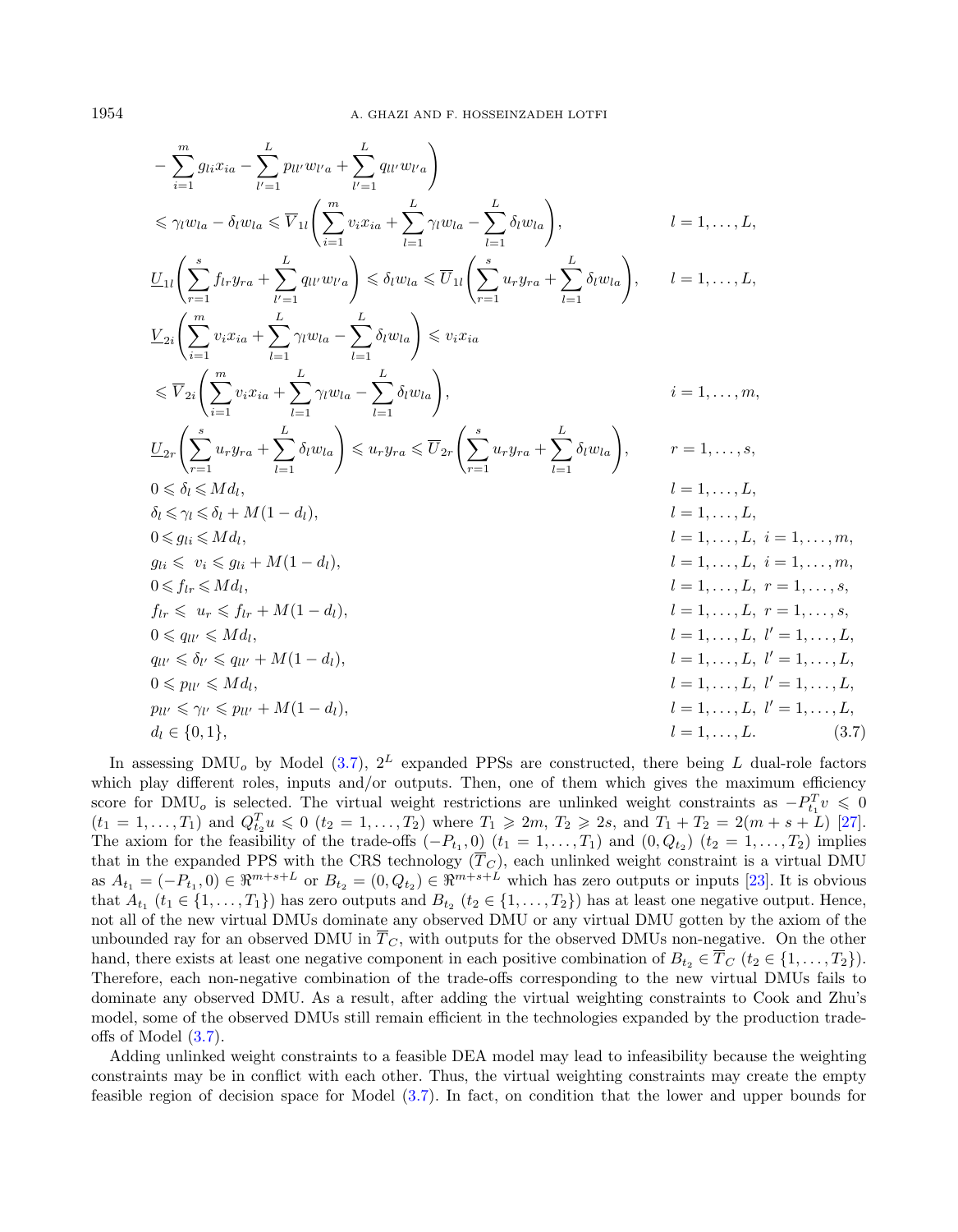$$
\begin{aligned}
& - \sum_{i=1}^{m} g_{li} x_{ia} - \sum_{l'=1}^{L} p_{ll'} w_{l'a} + \sum_{l'=1}^{L} q_{ll'} w_{l'a} \Bigg) \\
& \leqslant \gamma_l w_{la} - \delta_l w_{la} \leqslant \overline{V}_{1l} \left( \sum_{i=1}^{m} v_i x_{ia} + \sum_{l=1}^{L} \gamma_l w_{la} - \sum_{l=1}^{L} \delta_l w_{la} \right), && l = 1, \ldots, L, \\
& \underline{U}_{1l} \left( \sum_{r=1}^{s} f_{lr} y_{ra} + \sum_{l'=1}^{L} q_{ll'} w_{l'a} \right) \leqslant \delta_l w_{la} \leqslant \overline{U}_{1l} \left( \sum_{r=1}^{s} u_r y_{ra} + \sum_{l=1}^{L} \delta_l w_{la} \right), && l = 1, \ldots, L, \\
& \underline{V}_{2i} \left( \sum_{i=1}^{m} v_i x_{ia} + \sum_{l=1}^{L} \gamma_l w_{la} - \sum_{l=1}^{L} \delta_l w_{la} \right) \leqslant v_i x_{ia} \\
& \leqslant \overline{V}_{2i} \left( \sum_{i=1}^{m} v_i x_{ia} + \sum_{l=1}^{L} \gamma_l w_{la} - \sum_{l=1}^{L} \delta_l w_{la} \right), && i = 1, \ldots, m, \\
& \underline{U}_{2r} \left( \sum_{r=1}^{s} u_r y_{ra} + \sum_{l=1}^{L} \delta_l w_{la} \right) \leqslant u_r y_{ra} \leqslant \overline{U}_{2r} \left( \sum_{r=1}^{s} u_r y_{ra} + \sum_{l=1}^{L} \delta_l w_{la} \right), && r = 1, \ldots, s, \\
& 0 \leqslant \delta_l \leqslant M d_l, && l = 1, \ldots, L, \\
& \delta_l \leqslant \gamma_l \leqslant \delta_l + M(1 - d_l), && l = 1, \ldots, L, \\
& 0 \leqslant g_{li} \leqslant M d_l, && l = 1, \ldots, L,\ i = 1, \ldots, m, \\
& g_{li} \leqslant v_i \leqslant g_{li} + M(1 - d_l), && l = 1, \ldots, L,\ i = 1, \ldots, m, \\
& 0 \leqslant f_{lr} \leqslant M d_l, && l = 1, \ldots, L,\ r = 1, \ldots, s, \\
& f_{lr} \leqslant u_r \leqslant f_{lr} + M(1 - d_l), && l = 1, \ldots, L,\ r = 1, \ldots, s, \\
& 0 \leqslant q_{ll'} \leqslant M d_l, && l = 1, \ldots, L,\ l' = 1, \ldots, L, \\
& q_{ll'} \leqslant \delta_{l'} \leqslant q_{ll'} + M(1 - d_l), && l = 1, \ldots, L,\ l' = 1, \ldots, L, \\
& 0 \leqslant p_{ll'} \leqslant M d_l, && l = 1, \ldots, L,\ l' = 1, \ldots, L, \\
& p_{ll'} \leqslant \gamma_{l'} \leqslant p_{ll'} + M(1 - d_l), && l = 1, \ldots, L,\ l' = 1, \ldots, L, \\
& d_l \in \{0, 1\}, && l = 1, \ldots, L. \qquad (3.7)
\end{aligned}
$$

In assessing $\mathrm{DMU}_o$ by Model (3.7), $2^L$ expanded PPSs are constructed, there being $L$ dual-role factors which play different roles, inputs and/or outputs. Then, one of them which gives the maximum efficiency score for $\mathrm{DMU}_o$ is selected. The virtual weight restrictions are unlinked weight constraints as $-P_{t_1}^T v \leqslant 0$ ($t_1 = 1, \ldots, T_1$) and $Q_{t_2}^T u \leqslant 0$ ($t_2 = 1, \ldots, T_2$) where $T_1 \geqslant 2m$, $T_2 \geqslant 2s$, and $T_1 + T_2 = 2(m + s + L)$ [27]. The axiom for the feasibility of the trade-offs $(-P_{t_1}, 0)$ ($t_1 = 1, \ldots, T_1$) and $(0, Q_{t_2})$ ($t_2 = 1, \ldots, T_2$) implies that in the expanded PPS with the CRS technology ($\overline{T}_C$), each unlinked weight constraint is a virtual DMU as $A_{t_1} = (-P_{t_1}, 0) \in \Re^{m+s+L}$ or $B_{t_2} = (0, Q_{t_2}) \in \Re^{m+s+L}$ which has zero outputs or inputs [23]. It is obvious that $A_{t_1}$ ($t_1 \in \{1, \ldots, T_1\}$) has zero outputs and $B_{t_2}$ ($t_2 \in \{1, \ldots, T_2\}$) has at least one negative output. Hence, not all of the new virtual DMUs dominate any observed DMU or any virtual DMU gotten by the axiom of the unbounded ray for an observed DMU in $\overline{T}_C$, with outputs for the observed DMUs non-negative. On the other hand, there exists at least one negative component in each positive combination of $B_{t_2} \in \overline{T}_C$ ($t_2 \in \{1, \ldots, T_2\}$). Therefore, each non-negative combination of the trade-offs corresponding to the new virtual DMUs fails to dominate any observed DMU. As a result, after adding the virtual weighting constraints to Cook and Zhu's model, some of the observed DMUs still remain efficient in the technologies expanded by the production trade-offs of Model (3.7).

Adding unlinked weight constraints to a feasible DEA model may lead to infeasibility because the weighting constraints may be in conflict with each other. Thus, the virtual weighting constraints may create the empty feasible region of decision space for Model (3.7). In fact, on condition that the lower and upper bounds for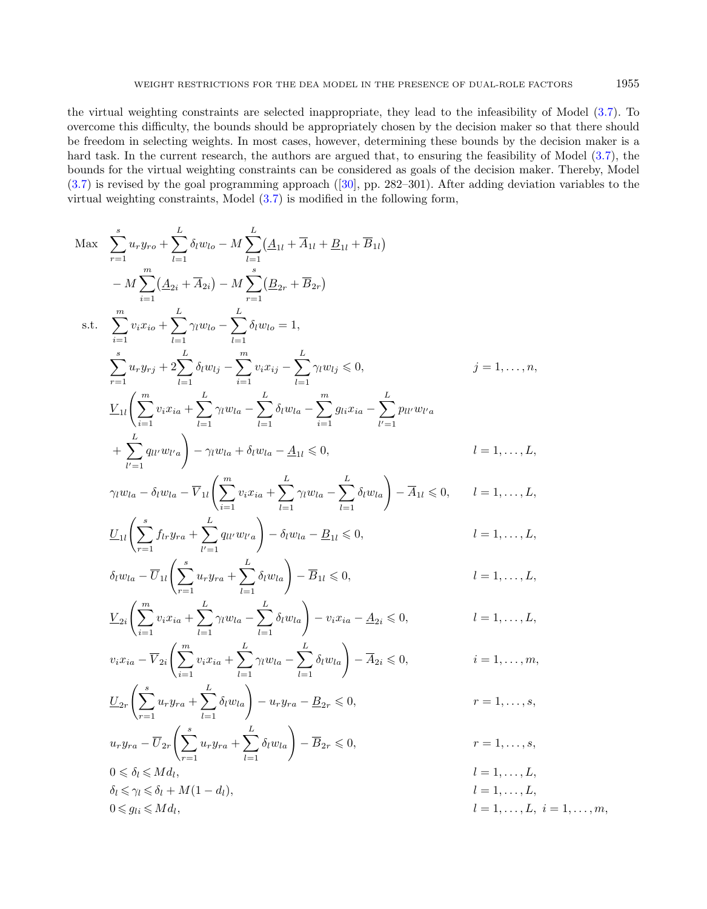the virtual weighting constraints are selected inappropriate, they lead to the infeasibility of Model (3.7). To overcome this difficulty, the bounds should be appropriately chosen by the decision maker so that there should be freedom in selecting weights. In most cases, however, determining these bounds by the decision maker is a hard task. In the current research, the authors are argued that, to ensuring the feasibility of Model (3.7), the bounds for the virtual weighting constraints can be considered as goals of the decision maker. Thereby, Model (3.7) is revised by the goal programming approach ([30], pp. 282–301). After adding deviation variables to the virtual weighting constraints, Model (3.7) is modified in the following form,

$$
\begin{aligned}
\text{Max} \quad & \sum_{r=1}^{s} u_r y_{ro} + \sum_{l=1}^{L} \delta_l w_{lo} - M \sum_{l=1}^{L} \left( \underline{A}_{1l} + \overline{A}_{1l} + \underline{B}_{1l} + \overline{B}_{1l} \right) \\
& - M \sum_{i=1}^{m} \left( \underline{A}_{2i} + \overline{A}_{2i} \right) - M \sum_{r=1}^{s} \left( \underline{B}_{2r} + \overline{B}_{2r} \right) \\
\text{s.t.} \quad & \sum_{i=1}^{m} v_i x_{io} + \sum_{l=1}^{L} \gamma_l w_{lo} - \sum_{l=1}^{L} \delta_l w_{lo} = 1, \\
& \sum_{r=1}^{s} u_r y_{rj} + 2 \sum_{l=1}^{L} \delta_l w_{lj} - \sum_{i=1}^{m} v_i x_{ij} - \sum_{l=1}^{L} \gamma_l w_{lj} \leqslant 0, && j = 1, \ldots, n, \\
& \underline{V}_{1l} \left( \sum_{i=1}^{m} v_i x_{ia} + \sum_{l=1}^{L} \gamma_l w_{la} - \sum_{l=1}^{L} \delta_l w_{la} - \sum_{i=1}^{m} g_{li} x_{ia} - \sum_{l'=1}^{L} p_{ll'} w_{l'a} \right. \\
& \left. + \sum_{l'=1}^{L} q_{ll'} w_{l'a} \right) - \gamma_l w_{la} + \delta_l w_{la} - \underline{A}_{1l} \leqslant 0, && l = 1, \ldots, L, \\
& \gamma_l w_{la} - \delta_l w_{la} - \overline{V}_{1l} \left( \sum_{i=1}^{m} v_i x_{ia} + \sum_{l=1}^{L} \gamma_l w_{la} - \sum_{l=1}^{L} \delta_l w_{la} \right) - \overline{A}_{1l} \leqslant 0, && l = 1, \ldots, L, \\
& \underline{U}_{1l} \left( \sum_{r=1}^{s} f_{lr} y_{ra} + \sum_{l'=1}^{L} q_{ll'} w_{l'a} \right) - \delta_l w_{la} - \underline{B}_{1l} \leqslant 0, && l = 1, \ldots, L, \\
& \delta_l w_{la} - \overline{U}_{1l} \left( \sum_{r=1}^{s} u_r y_{ra} + \sum_{l=1}^{L} \delta_l w_{la} \right) - \overline{B}_{1l} \leqslant 0, && l = 1, \ldots, L, \\
& \underline{V}_{2i} \left( \sum_{i=1}^{m} v_i x_{ia} + \sum_{l=1}^{L} \gamma_l w_{la} - \sum_{l=1}^{L} \delta_l w_{la} \right) - v_i x_{ia} - \underline{A}_{2i} \leqslant 0, && l = 1, \ldots, L, \\
& v_i x_{ia} - \overline{V}_{2i} \left( \sum_{i=1}^{m} v_i x_{ia} + \sum_{l=1}^{L} \gamma_l w_{la} - \sum_{l=1}^{L} \delta_l w_{la} \right) - \overline{A}_{2i} \leqslant 0, && i = 1, \ldots, m, \\
& \underline{U}_{2r} \left( \sum_{r=1}^{s} u_r y_{ra} + \sum_{l=1}^{L} \delta_l w_{la} \right) - u_r y_{ra} - \underline{B}_{2r} \leqslant 0, && r = 1, \ldots, s, \\
& u_r y_{ra} - \overline{U}_{2r} \left( \sum_{r=1}^{s} u_r y_{ra} + \sum_{l=1}^{L} \delta_l w_{la} \right) - \overline{B}_{2r} \leqslant 0, && r = 1, \ldots, s, \\
& 0 \leqslant \delta_l \leqslant M d_l, && l = 1, \ldots, L, \\
& \delta_l \leqslant \gamma_l \leqslant \delta_l + M(1 - d_l), && l = 1, \ldots, L, \\
& 0 \leqslant g_{li} \leqslant M d_l, && l = 1, \ldots, L, \ i = 1, \ldots, m,
\end{aligned}
$$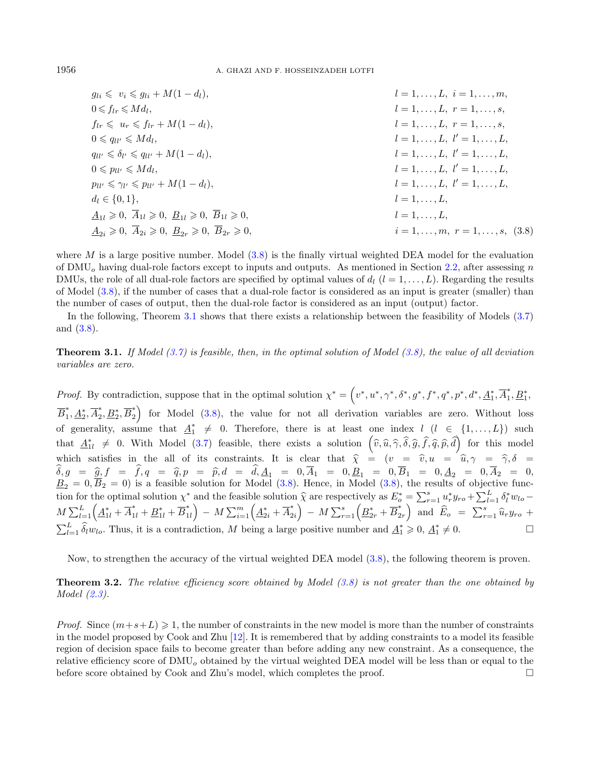$$
\begin{array}{ll}
g_{li} \leqslant \; v_i \leqslant g_{li} + M(1-d_l), & l=1,\ldots,L,\; i=1,\ldots,m,\\
0 \leqslant f_{lr} \leqslant M d_l, & l=1,\ldots,L,\; r=1,\ldots,s,\\
f_{lr} \leqslant \; u_r \leqslant f_{lr} + M(1-d_l), & l=1,\ldots,L,\; r=1,\ldots,s,\\
0 \leqslant q_{ll'} \leqslant M d_l, & l=1,\ldots,L,\; l'=1,\ldots,L,\\
q_{ll'} \leqslant \delta_{l'} \leqslant q_{ll'} + M(1-d_l), & l=1,\ldots,L,\; l'=1,\ldots,L,\\
0 \leqslant p_{ll'} \leqslant M d_l, & l=1,\ldots,L,\; l'=1,\ldots,L,\\
p_{ll'} \leqslant \gamma_{l'} \leqslant p_{ll'} + M(1-d_l), & l=1,\ldots,L,\; l'=1,\ldots,L,\\
d_l \in \{0,1\}, & l=1,\ldots,L,\\
\underline{A}_{1l} \geqslant 0,\; \overline{A}_{1l} \geqslant 0,\; \underline{B}_{1l} \geqslant 0,\; \overline{B}_{1l} \geqslant 0, & l=1,\ldots,L,\\
\underline{A}_{2i} \geqslant 0,\; \overline{A}_{2i} \geqslant 0,\; \underline{B}_{2r} \geqslant 0,\; \overline{B}_{2r} \geqslant 0, & i=1,\ldots,m,\; r=1,\ldots,s, \quad (3.8)
\end{array}
$$

where $M$ is a large positive number. Model (3.8) is the finally virtual weighted DEA model for the evaluation of $\text{DMU}_o$ having dual-role factors except to inputs and outputs. As mentioned in Section 2.2, after assessing $n$ DMUs, the role of all dual-role factors are specified by optimal values of $d_l$ $(l=1,\ldots,L)$. Regarding the results of Model (3.8), if the number of cases that a dual-role factor is considered as an input is greater (smaller) than the number of cases of output, then the dual-role factor is considered as an input (output) factor.

In the following, Theorem 3.1 shows that there exists a relationship between the feasibility of Models (3.7) and (3.8).

**Theorem 3.1.** *If Model (3.7) is feasible, then, in the optimal solution of Model (3.8), the value of all deviation variables are zero.*

*Proof.* By contradiction, suppose that in the optimal solution $\chi^* = \left(v^*, u^*, \gamma^*, \delta^*, g^*, f^*, q^*, p^*, d^*, \underline{A}_1^*, \overline{A}_1^*, \underline{B}_1^*, \overline{B}_1^*, \underline{A}_2^*, \overline{A}_2^*, \underline{B}_2^*, \overline{B}_2^*\right)$ for Model (3.8), the value for not all derivation variables are zero. Without loss of generality, assume that $\underline{A}_1^* \neq 0$. Therefore, there is at least one index $l$ $(l \in \{1,\ldots,L\})$ such that $\underline{A}_{1l}^* \neq 0$. With Model (3.7) feasible, there exists a solution $\left(\widehat{v}, \widehat{u}, \widehat{\gamma}, \widehat{\delta}, \widehat{g}, \widehat{f}, \widehat{q}, \widehat{p}, \widehat{d}\right)$ for this model which satisfies in the all of its constraints. It is clear that $\widehat{\chi} = (v = \widehat{v}, u = \widehat{u}, \gamma = \widehat{\gamma}, \delta = \widehat{\delta}, g = \widehat{g}, f = \widehat{f}, q = \widehat{q}, p = \widehat{p}, d = \widehat{d}, \underline{A}_1 = 0, \overline{A}_1 = 0, \underline{B}_1 = 0, \overline{B}_1 = 0, \underline{A}_2 = 0, \overline{A}_2 = 0, \underline{B}_2 = 0, \overline{B}_2 = 0)$ is a feasible solution for Model (3.8). Hence, in Model (3.8), the results of objective function for the optimal solution $\chi^*$ and the feasible solution $\widehat{\chi}$ are respectively as $E_o^* = \sum_{r=1}^{s} u_r^* y_{ro} + \sum_{l=1}^{L} \delta_l^* w_{lo} - M\sum_{l=1}^{L}\left(\underline{A}_{1l}^* + \overline{A}_{1l}^* + \underline{B}_{1l}^* + \overline{B}_{1l}^*\right) - M\sum_{i=1}^{m}\left(\underline{A}_{2i}^* + \overline{A}_{2i}^*\right) - M\sum_{r=1}^{s}\left(\underline{B}_{2r}^* + \overline{B}_{2r}^*\right)$ and $\widehat{E}_o = \sum_{r=1}^{s} \widehat{u}_r y_{ro} + \sum_{l=1}^{L} \widehat{\delta}_l w_{lo}$. Thus, it is a contradiction, $M$ being a large positive number and $\underline{A}_1^* \geqslant 0$, $\underline{A}_1^* \neq 0$. $\square$

Now, to strengthen the accuracy of the virtual weighted DEA model (3.8), the following theorem is proven.

**Theorem 3.2.** *The relative efficiency score obtained by Model (3.8) is not greater than the one obtained by Model (2.3).*

*Proof.* Since $(m+s+L) \geqslant 1$, the number of constraints in the new model is more than the number of constraints in the model proposed by Cook and Zhu [12]. It is remembered that by adding constraints to a model its feasible region of decision space fails to become greater than before adding any new constraint. As a consequence, the relative efficiency score of $\text{DMU}_o$ obtained by the virtual weighted DEA model will be less than or equal to the before score obtained by Cook and Zhu's model, which completes the proof. $\square$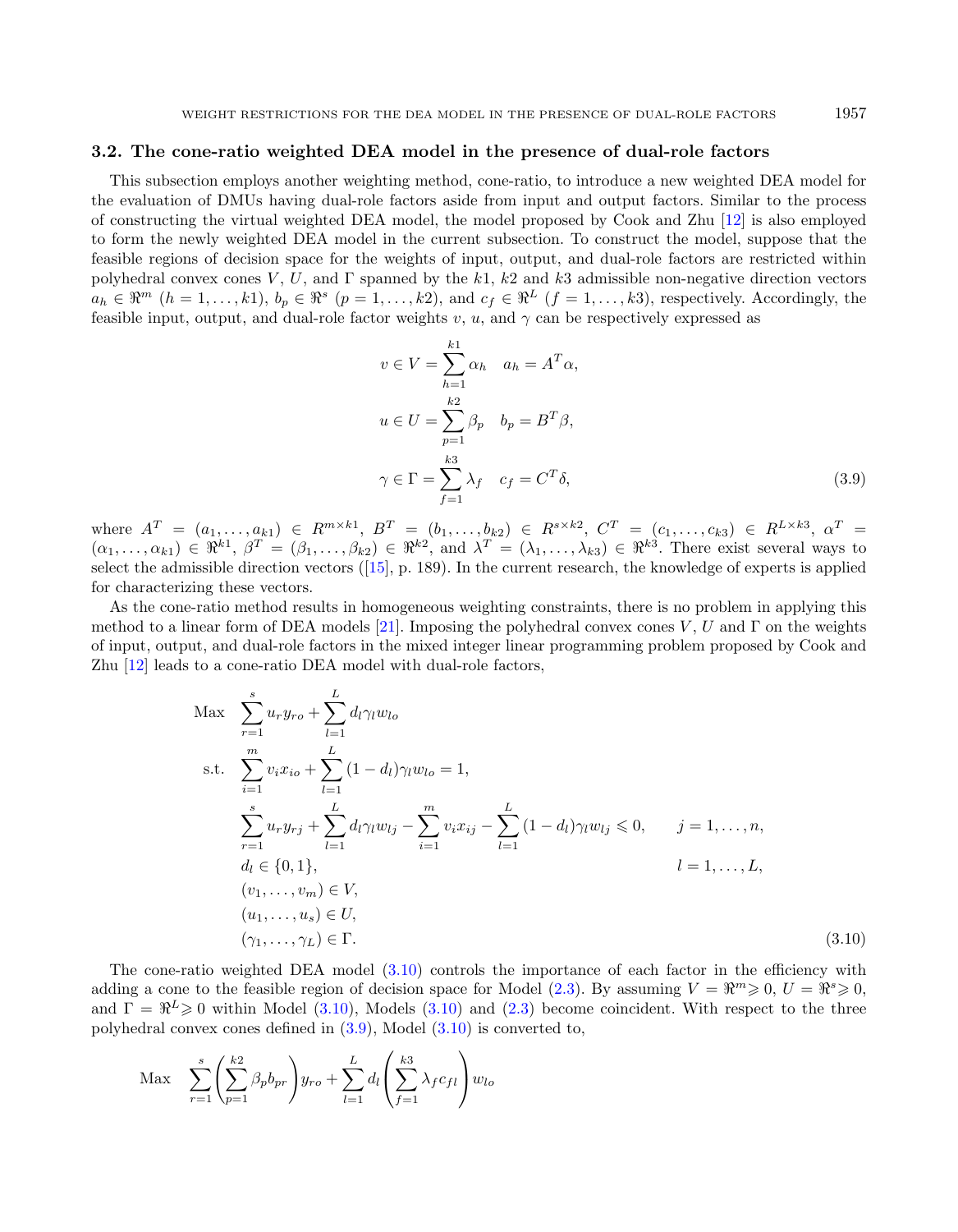### 3.2. The cone-ratio weighted DEA model in the presence of dual-role factors

This subsection employs another weighting method, cone-ratio, to introduce a new weighted DEA model for the evaluation of DMUs having dual-role factors aside from input and output factors. Similar to the process of constructing the virtual weighted DEA model, the model proposed by Cook and Zhu [12] is also employed to form the newly weighted DEA model in the current subsection. To construct the model, suppose that the feasible regions of decision space for the weights of input, output, and dual-role factors are restricted within polyhedral convex cones $V$, $U$, and $\Gamma$ spanned by the $k1$, $k2$ and $k3$ admissible non-negative direction vectors $a_h \in \Re^m$ $(h = 1, \ldots, k1)$, $b_p \in \Re^s$ $(p = 1, \ldots, k2)$, and $c_f \in \Re^L$ $(f = 1, \ldots, k3)$, respectively. Accordingly, the feasible input, output, and dual-role factor weights $v$, $u$, and $\gamma$ can be respectively expressed as

$$
\begin{aligned}
v \in V &= \sum_{h=1}^{k1} \alpha_h \quad a_h = A^T \alpha, \\
u \in U &= \sum_{p=1}^{k2} \beta_p \quad b_p = B^T \beta, \\
\gamma \in \Gamma &= \sum_{f=1}^{k3} \lambda_f \quad c_f = C^T \delta,
\end{aligned}
\tag{3.9}
$$

where $A^T = (a_1, \ldots, a_{k1}) \in R^{m \times k1}$, $B^T = (b_1, \ldots, b_{k2}) \in R^{s \times k2}$, $C^T = (c_1, \ldots, c_{k3}) \in R^{L \times k3}$, $\alpha^T = (\alpha_1, \ldots, \alpha_{k1}) \in \Re^{k1}$, $\beta^T = (\beta_1, \ldots, \beta_{k2}) \in \Re^{k2}$, and $\lambda^T = (\lambda_1, \ldots, \lambda_{k3}) \in \Re^{k3}$. There exist several ways to select the admissible direction vectors ([15], p. 189). In the current research, the knowledge of experts is applied for characterizing these vectors.

As the cone-ratio method results in homogeneous weighting constraints, there is no problem in applying this method to a linear form of DEA models [21]. Imposing the polyhedral convex cones $V$, $U$ and $\Gamma$ on the weights of input, output, and dual-role factors in the mixed integer linear programming problem proposed by Cook and Zhu [12] leads to a cone-ratio DEA model with dual-role factors,

$$
\begin{aligned}
\text{Max} \quad & \sum_{r=1}^{s} u_r y_{ro} + \sum_{l=1}^{L} d_l \gamma_l w_{lo} \\
\text{s.t.} \quad & \sum_{i=1}^{m} v_i x_{io} + \sum_{l=1}^{L} (1 - d_l) \gamma_l w_{lo} = 1, \\
& \sum_{r=1}^{s} u_r y_{rj} + \sum_{l=1}^{L} d_l \gamma_l w_{lj} - \sum_{i=1}^{m} v_i x_{ij} - \sum_{l=1}^{L} (1 - d_l) \gamma_l w_{lj} \leqslant 0, \qquad j = 1, \ldots, n, \\
& d_l \in \{0, 1\}, \qquad l = 1, \ldots, L, \\
& (v_1, \ldots, v_m) \in V, \\
& (u_1, \ldots, u_s) \in U, \\
& (\gamma_1, \ldots, \gamma_L) \in \Gamma.
\end{aligned}
\tag{3.10}
$$

The cone-ratio weighted DEA model (3.10) controls the importance of each factor in the efficiency with adding a cone to the feasible region of decision space for Model (2.3). By assuming $V = \Re^m \geqslant 0$, $U = \Re^s \geqslant 0$, and $\Gamma = \Re^L \geqslant 0$ within Model (3.10), Models (3.10) and (2.3) become coincident. With respect to the three polyhedral convex cones defined in (3.9), Model (3.10) is converted to,

$$
\text{Max} \quad \sum_{r=1}^{s} \left( \sum_{p=1}^{k2} \beta_p b_{pr} \right) y_{ro} + \sum_{l=1}^{L} d_l \left( \sum_{f=1}^{k3} \lambda_f c_{fl} \right) w_{lo}
$$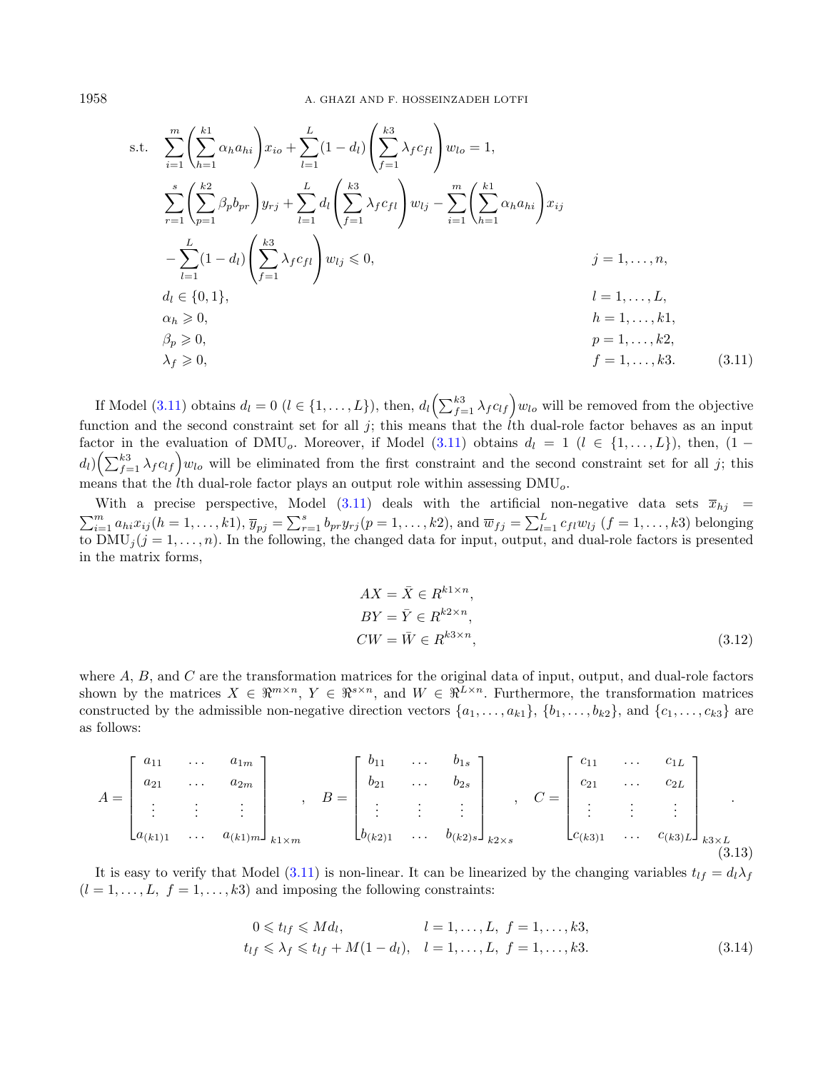$$
\begin{aligned}
\text{s.t.}\quad & \sum_{i=1}^{m}\left(\sum_{h=1}^{k1}\alpha_h a_{hi}\right)x_{io}+\sum_{l=1}^{L}(1-d_l)\left(\sum_{f=1}^{k3}\lambda_f c_{fl}\right)w_{lo}=1, & \\
& \sum_{r=1}^{s}\left(\sum_{p=1}^{k2}\beta_p b_{pr}\right)y_{rj}+\sum_{l=1}^{L}d_l\left(\sum_{f=1}^{k3}\lambda_f c_{fl}\right)w_{lj}-\sum_{i=1}^{m}\left(\sum_{h=1}^{k1}\alpha_h a_{hi}\right)x_{ij} & \\
& -\sum_{l=1}^{L}(1-d_l)\left(\sum_{f=1}^{k3}\lambda_f c_{fl}\right)w_{lj}\leqslant 0, & j=1,\ldots,n,\\
& d_l\in\{0,1\}, & l=1,\ldots,L,\\
& \alpha_h\geqslant 0, & h=1,\ldots,k1,\\
& \beta_p\geqslant 0, & p=1,\ldots,k2,\\
& \lambda_f\geqslant 0, & f=1,\ldots,k3.
\end{aligned}
\tag{3.11}
$$

If Model (3.11) obtains $d_l = 0$ $(l \in \{1,\ldots,L\})$, then, $d_l\left(\sum_{f=1}^{k3}\lambda_f c_{lf}\right)w_{lo}$ will be removed from the objective function and the second constraint set for all $j$; this means that the $l$th dual-role factor behaves as an input factor in the evaluation of $\text{DMU}_o$. Moreover, if Model (3.11) obtains $d_l = 1$ $(l \in \{1,\ldots,L\})$, then, $(1-d_l)\left(\sum_{f=1}^{k3}\lambda_f c_{lf}\right)w_{lo}$ will be eliminated from the first constraint and the second constraint set for all $j$; this means that the $l$th dual-role factor plays an output role within assessing $\text{DMU}_o$.

With a precise perspective, Model (3.11) deals with the artificial non-negative data sets $\overline{x}_{hj} = \sum_{i=1}^{m} a_{hi}x_{ij}(h=1,\ldots,k1)$, $\overline{y}_{pj} = \sum_{r=1}^{s} b_{pr}y_{rj}(p=1,\ldots,k2)$, and $\overline{w}_{fj} = \sum_{l=1}^{L} c_{fl}w_{lj}$ $(f=1,\ldots,k3)$ belonging to $\text{DMU}_j(j=1,\ldots,n)$. In the following, the changed data for input, output, and dual-role factors is presented in the matrix forms,

$$
\begin{aligned}
AX &= \bar{X} \in R^{k1\times n},\\
BY &= \bar{Y} \in R^{k2\times n},\\
CW &= \bar{W} \in R^{k3\times n},
\end{aligned}
\tag{3.12}
$$

where $A$, $B$, and $C$ are the transformation matrices for the original data of input, output, and dual-role factors shown by the matrices $X \in \Re^{m\times n}$, $Y \in \Re^{s\times n}$, and $W \in \Re^{L\times n}$. Furthermore, the transformation matrices constructed by the admissible non-negative direction vectors $\{a_1,\ldots,a_{k1}\}$, $\{b_1,\ldots,b_{k2}\}$, and $\{c_1,\ldots,c_{k3}\}$ are as follows:

$$
A=\begin{bmatrix} a_{11} & \ldots & a_{1m}\\ a_{21} & \ldots & a_{2m}\\ \vdots & \vdots & \vdots\\ a_{(k1)1} & \ldots & a_{(k1)m}\end{bmatrix}_{k1\times m},\quad
B=\begin{bmatrix} b_{11} & \ldots & b_{1s}\\ b_{21} & \ldots & b_{2s}\\ \vdots & \vdots & \vdots\\ b_{(k2)1} & \ldots & b_{(k2)s}\end{bmatrix}_{k2\times s},\quad
C=\begin{bmatrix} c_{11} & \ldots & c_{1L}\\ c_{21} & \ldots & c_{2L}\\ \vdots & \vdots & \vdots\\ c_{(k3)1} & \ldots & c_{(k3)L}\end{bmatrix}_{k3\times L}.
\tag{3.13}
$$

It is easy to verify that Model (3.11) is non-linear. It can be linearized by the changing variables $t_{lf} = d_l\lambda_f$ $(l=1,\ldots,L,\ f=1,\ldots,k3)$ and imposing the following constraints:

$$
\begin{aligned}
0 \leqslant t_{lf} &\leqslant Md_l, & l=1,\ldots,L,\ f=1,\ldots,k3,\\
t_{lf} \leqslant \lambda_f &\leqslant t_{lf} + M(1-d_l), & l=1,\ldots,L,\ f=1,\ldots,k3.
\end{aligned}
\tag{3.14}
$$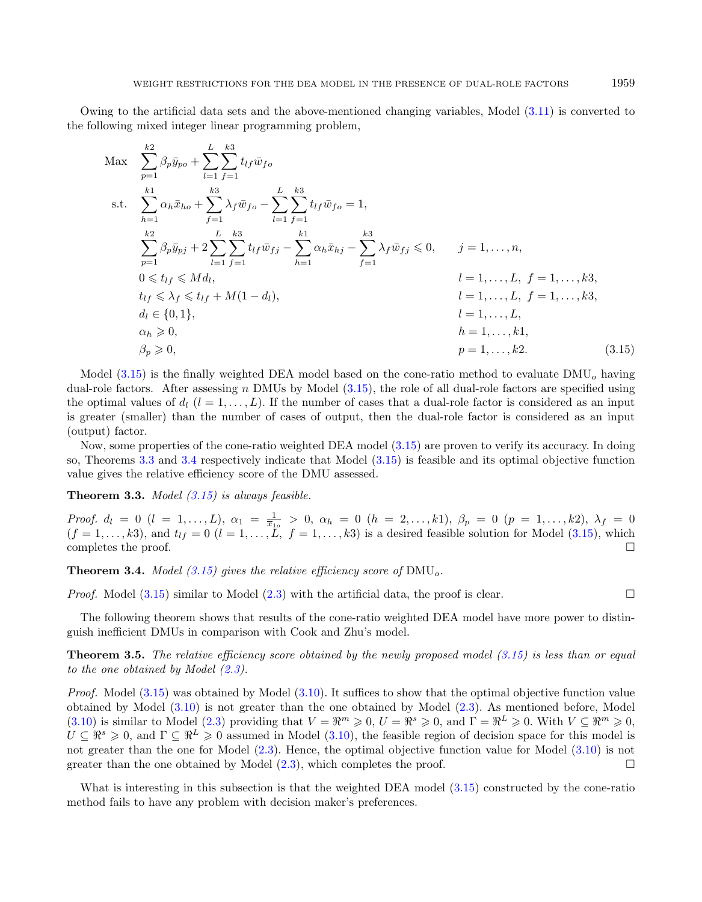Owing to the artificial data sets and the above-mentioned changing variables, Model (3.11) is converted to the following mixed integer linear programming problem,

$$
\begin{aligned}
\text{Max} \quad & \sum_{p=1}^{k2} \beta_p \bar{y}_{po} + \sum_{l=1}^{L}\sum_{f=1}^{k3} t_{lf}\bar{w}_{fo} \\
\text{s.t.} \quad & \sum_{h=1}^{k1} \alpha_h \bar{x}_{ho} + \sum_{f=1}^{k3} \lambda_f \bar{w}_{fo} - \sum_{l=1}^{L}\sum_{f=1}^{k3} t_{lf}\bar{w}_{fo} = 1, \\
& \sum_{p=1}^{k2} \beta_p \bar{y}_{pj} + 2\sum_{l=1}^{L}\sum_{f=1}^{k3} t_{lf}\bar{w}_{fj} - \sum_{h=1}^{k1} \alpha_h \bar{x}_{hj} - \sum_{f=1}^{k3} \lambda_f \bar{w}_{fj} \leqslant 0, && j = 1,\ldots,n, \\
& 0 \leqslant t_{lf} \leqslant M d_l, && l = 1,\ldots,L,\ f = 1,\ldots,k3, \\
& t_{lf} \leqslant \lambda_f \leqslant t_{lf} + M(1-d_l), && l = 1,\ldots,L,\ f = 1,\ldots,k3, \\
& d_l \in \{0,1\}, && l = 1,\ldots,L, \\
& \alpha_h \geqslant 0, && h = 1,\ldots,k1, \\
& \beta_p \geqslant 0, && p = 1,\ldots,k2. \qquad (3.15)
\end{aligned}
$$

Model (3.15) is the finally weighted DEA model based on the cone-ratio method to evaluate $\text{DMU}_o$ having dual-role factors. After assessing $n$ DMUs by Model (3.15), the role of all dual-role factors are specified using the optimal values of $d_l$ $(l = 1,\ldots,L)$. If the number of cases that a dual-role factor is considered as an input is greater (smaller) than the number of cases of output, then the dual-role factor is considered as an input (output) factor.

Now, some properties of the cone-ratio weighted DEA model (3.15) are proven to verify its accuracy. In doing so, Theorems 3.3 and 3.4 respectively indicate that Model (3.15) is feasible and its optimal objective function value gives the relative efficiency score of the DMU assessed.

**Theorem 3.3.** *Model (3.15) is always feasible.*

*Proof.* $d_l = 0$ $(l = 1,\ldots,L)$, $\alpha_1 = \frac{1}{\bar{x}_{1o}} > 0$, $\alpha_h = 0$ $(h = 2,\ldots,k1)$, $\beta_p = 0$ $(p = 1,\ldots,k2)$, $\lambda_f = 0$ $(f = 1,\ldots,k3)$, and $t_{lf} = 0$ $(l = 1,\ldots,L,\ f = 1,\ldots,k3)$ is a desired feasible solution for Model (3.15), which completes the proof. □

**Theorem 3.4.** *Model (3.15) gives the relative efficiency score of* $\text{DMU}_o$.

*Proof.* Model (3.15) similar to Model (2.3) with the artificial data, the proof is clear. □

The following theorem shows that results of the cone-ratio weighted DEA model have more power to distinguish inefficient DMUs in comparison with Cook and Zhu's model.

**Theorem 3.5.** *The relative efficiency score obtained by the newly proposed model (3.15) is less than or equal to the one obtained by Model (2.3).*

*Proof.* Model (3.15) was obtained by Model (3.10). It suffices to show that the optimal objective function value obtained by Model (3.10) is not greater than the one obtained by Model (2.3). As mentioned before, Model (3.10) is similar to Model (2.3) providing that $V = \Re^m \geqslant 0$, $U = \Re^s \geqslant 0$, and $\Gamma = \Re^L \geqslant 0$. With $V \subseteq \Re^m \geqslant 0$, $U \subseteq \Re^s \geqslant 0$, and $\Gamma \subseteq \Re^L \geqslant 0$ assumed in Model (3.10), the feasible region of decision space for this model is not greater than the one for Model (2.3). Hence, the optimal objective function value for Model (3.10) is not greater than the one obtained by Model (2.3), which completes the proof. □

What is interesting in this subsection is that the weighted DEA model (3.15) constructed by the cone-ratio method fails to have any problem with decision maker's preferences.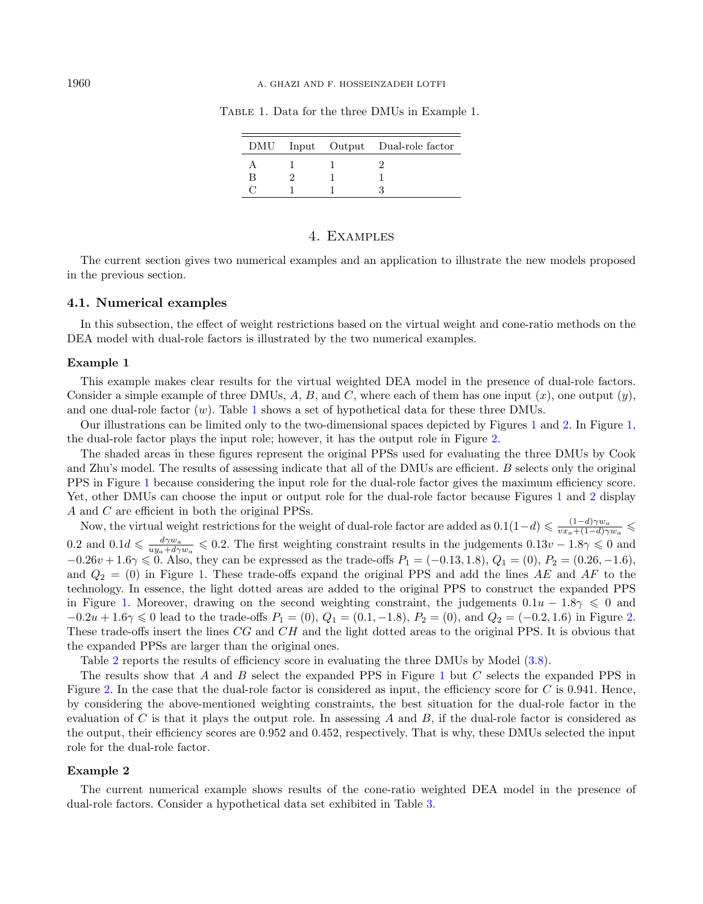Table 1. Data for the three DMUs in Example 1.

| DMU | Input | Output | Dual-role factor |
|---|---|---|---|
| A | 1 | 1 | 2 |
| B | 2 | 1 | 1 |
| C | 1 | 1 | 3 |

# 4. Examples

The current section gives two numerical examples and an application to illustrate the new models proposed in the previous section.

## 4.1. Numerical examples

In this subsection, the effect of weight restrictions based on the virtual weight and cone-ratio methods on the DEA model with dual-role factors is illustrated by the two numerical examples.

### Example 1

This example makes clear results for the virtual weighted DEA model in the presence of dual-role factors. Consider a simple example of three DMUs, $A$, $B$, and $C$, where each of them has one input ($x$), one output ($y$), and one dual-role factor ($w$). Table 1 shows a set of hypothetical data for these three DMUs.

Our illustrations can be limited only to the two-dimensional spaces depicted by Figures 1 and 2. In Figure 1, the dual-role factor plays the input role; however, it has the output role in Figure 2.

The shaded areas in these figures represent the original PPSs used for evaluating the three DMUs by Cook and Zhu's model. The results of assessing indicate that all of the DMUs are efficient. $B$ selects only the original PPS in Figure 1 because considering the input role for the dual-role factor gives the maximum efficiency score. Yet, other DMUs can choose the input or output role for the dual-role factor because Figures 1 and 2 display $A$ and $C$ are efficient in both the original PPSs.

Now, the virtual weight restrictions for the weight of dual-role factor are added as $0.1(1-d) \leqslant \frac{(1-d)\gamma w_a}{vx_a+(1-d)\gamma w_a} \leqslant 0.2$ and $0.1d \leqslant \frac{d\gamma w_a}{uy_a+d\gamma w_a} \leqslant 0.2$. The first weighting constraint results in the judgements $0.13v - 1.8\gamma \leqslant 0$ and $-0.26v + 1.6\gamma \leqslant 0$. Also, they can be expressed as the trade-offs $P_1 = (-0.13, 1.8)$, $Q_1 = (0)$, $P_2 = (0.26, -1.6)$, and $Q_2 = (0)$ in Figure 1. These trade-offs expand the original PPS and add the lines $AE$ and $AF$ to the technology. In essence, the light dotted areas are added to the original PPS to construct the expanded PPS in Figure 1. Moreover, drawing on the second weighting constraint, the judgements $0.1u - 1.8\gamma \leqslant 0$ and $-0.2u + 1.6\gamma \leqslant 0$ lead to the trade-offs $P_1 = (0)$, $Q_1 = (0.1, -1.8)$, $P_2 = (0)$, and $Q_2 = (-0.2, 1.6)$ in Figure 2. These trade-offs insert the lines $CG$ and $CH$ and the light dotted areas to the original PPS. It is obvious that the expanded PPSs are larger than the original ones.

Table 2 reports the results of efficiency score in evaluating the three DMUs by Model (3.8).

The results show that $A$ and $B$ select the expanded PPS in Figure 1 but $C$ selects the expanded PPS in Figure 2. In the case that the dual-role factor is considered as input, the efficiency score for $C$ is 0.941. Hence, by considering the above-mentioned weighting constraints, the best situation for the dual-role factor in the evaluation of $C$ is that it plays the output role. In assessing $A$ and $B$, if the dual-role factor is considered as the output, their efficiency scores are 0.952 and 0.452, respectively. That is why, these DMUs selected the input role for the dual-role factor.

### Example 2

The current numerical example shows results of the cone-ratio weighted DEA model in the presence of dual-role factors. Consider a hypothetical data set exhibited in Table 3.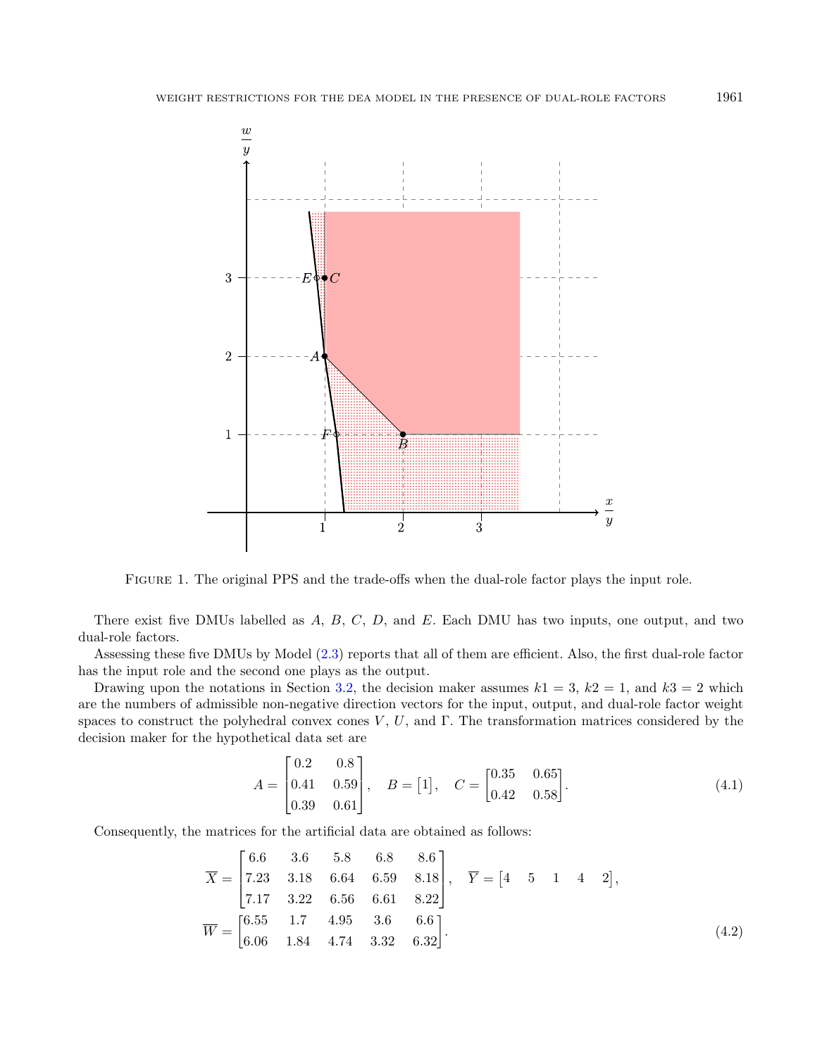Figure 1. The original PPS and the trade-offs when the dual-role factor plays the input role.

There exist five DMUs labelled as $A$, $B$, $C$, $D$, and $E$. Each DMU has two inputs, one output, and two dual-role factors.

Assessing these five DMUs by Model (2.3) reports that all of them are efficient. Also, the first dual-role factor has the input role and the second one plays as the output.

Drawing upon the notations in Section 3.2, the decision maker assumes $k1 = 3$, $k2 = 1$, and $k3 = 2$ which are the numbers of admissible non-negative direction vectors for the input, output, and dual-role factor weight spaces to construct the polyhedral convex cones $V$, $U$, and $\Gamma$. The transformation matrices considered by the decision maker for the hypothetical data set are

$$A = \begin{bmatrix} 0.2 & 0.8 \\ 0.41 & 0.59 \\ 0.39 & 0.61 \end{bmatrix}, \quad B = \begin{bmatrix} 1 \end{bmatrix}, \quad C = \begin{bmatrix} 0.35 & 0.65 \\ 0.42 & 0.58 \end{bmatrix}. \tag{4.1}$$

Consequently, the matrices for the artificial data are obtained as follows:

$$\overline{X} = \begin{bmatrix} 6.6 & 3.6 & 5.8 & 6.8 & 8.6 \\ 7.23 & 3.18 & 6.64 & 6.59 & 8.18 \\ 7.17 & 3.22 & 6.56 & 6.61 & 8.22 \end{bmatrix}, \quad \overline{Y} = \begin{bmatrix} 4 & 5 & 1 & 4 & 2 \end{bmatrix},$$
$$\overline{W} = \begin{bmatrix} 6.55 & 1.7 & 4.95 & 3.6 & 6.6 \\ 6.06 & 1.84 & 4.74 & 3.32 & 6.32 \end{bmatrix}. \tag{4.2}$$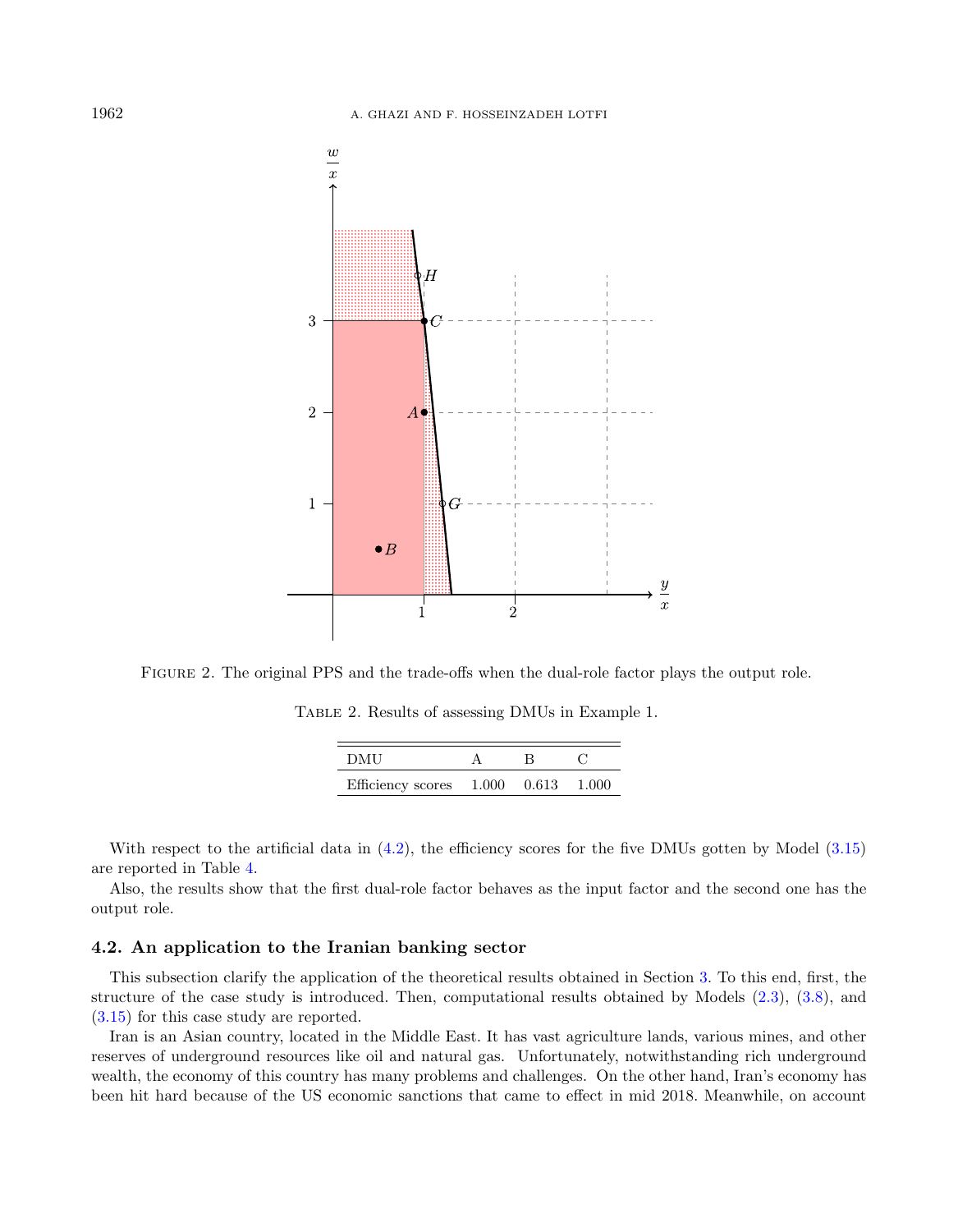Figure 2. The original PPS and the trade-offs when the dual-role factor plays the output role.

Table 2. Results of assessing DMUs in Example 1.

| DMU | A | B | C |
|---|---|---|---|
| Efficiency scores | 1.000 | 0.613 | 1.000 |

With respect to the artificial data in (4.2), the efficiency scores for the five DMUs gotten by Model (3.15) are reported in Table 4.

Also, the results show that the first dual-role factor behaves as the input factor and the second one has the output role.

### 4.2. An application to the Iranian banking sector

This subsection clarify the application of the theoretical results obtained in Section 3. To this end, first, the structure of the case study is introduced. Then, computational results obtained by Models (2.3), (3.8), and (3.15) for this case study are reported.

Iran is an Asian country, located in the Middle East. It has vast agriculture lands, various mines, and other reserves of underground resources like oil and natural gas. Unfortunately, notwithstanding rich underground wealth, the economy of this country has many problems and challenges. On the other hand, Iran's economy has been hit hard because of the US economic sanctions that came to effect in mid 2018. Meanwhile, on account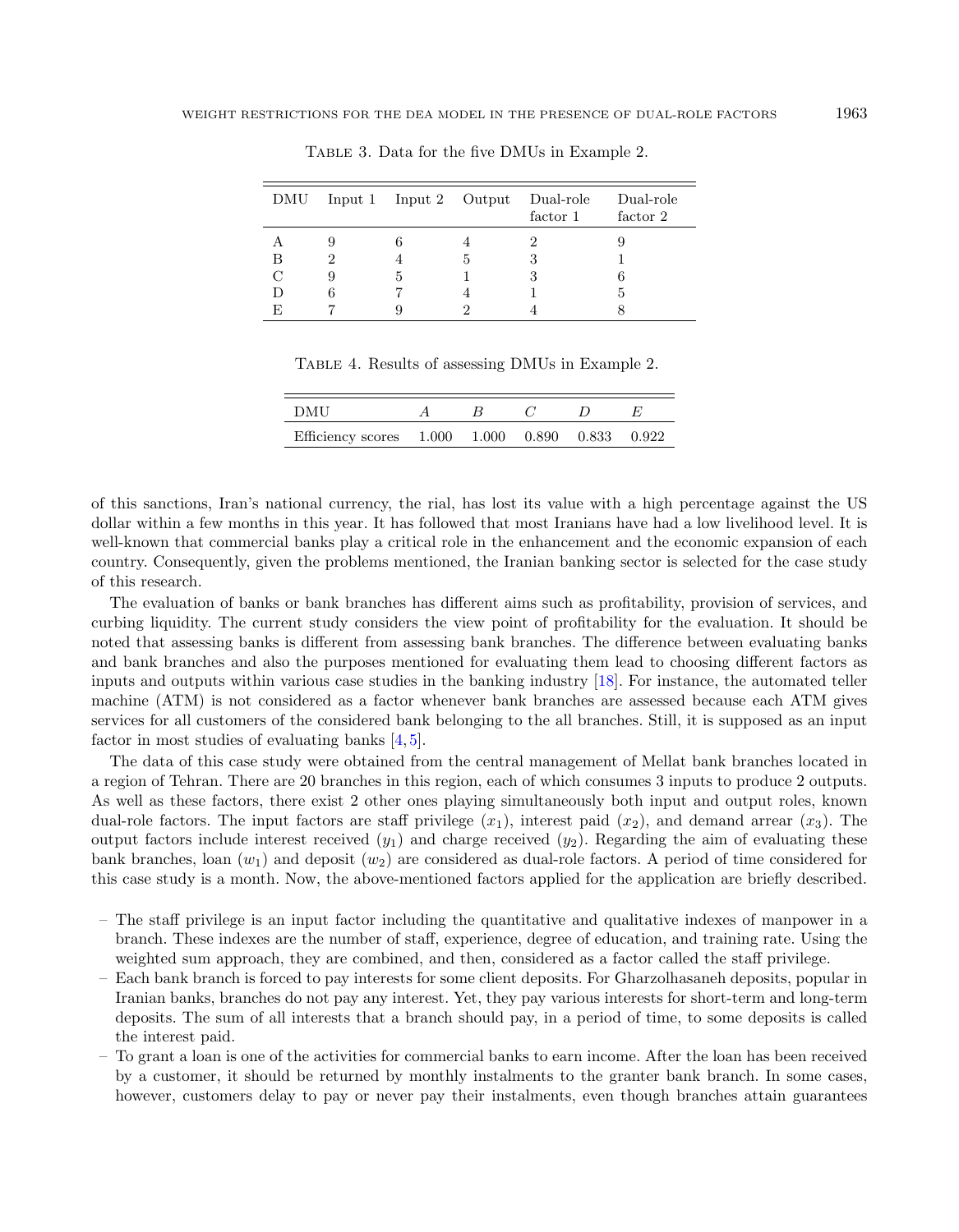Table 3. Data for the five DMUs in Example 2.

| DMU | Input 1 | Input 2 | Output | Dual-role factor 1 | Dual-role factor 2 |
|---|---|---|---|---|---|
| A | 9 | 6 | 4 | 2 | 9 |
| B | 2 | 4 | 5 | 3 | 1 |
| C | 9 | 5 | 1 | 3 | 6 |
| D | 6 | 7 | 4 | 1 | 5 |
| E | 7 | 9 | 2 | 4 | 8 |

Table 4. Results of assessing DMUs in Example 2.

| DMU | $A$ | $B$ | $C$ | $D$ | $E$ |
|---|---|---|---|---|---|
| Efficiency scores | 1.000 | 1.000 | 0.890 | 0.833 | 0.922 |

of this sanctions, Iran's national currency, the rial, has lost its value with a high percentage against the US dollar within a few months in this year. It has followed that most Iranians have had a low livelihood level. It is well-known that commercial banks play a critical role in the enhancement and the economic expansion of each country. Consequently, given the problems mentioned, the Iranian banking sector is selected for the case study of this research.

The evaluation of banks or bank branches has different aims such as profitability, provision of services, and curbing liquidity. The current study considers the view point of profitability for the evaluation. It should be noted that assessing banks is different from assessing bank branches. The difference between evaluating banks and bank branches and also the purposes mentioned for evaluating them lead to choosing different factors as inputs and outputs within various case studies in the banking industry [18]. For instance, the automated teller machine (ATM) is not considered as a factor whenever bank branches are assessed because each ATM gives services for all customers of the considered bank belonging to the all branches. Still, it is supposed as an input factor in most studies of evaluating banks [4,5].

The data of this case study were obtained from the central management of Mellat bank branches located in a region of Tehran. There are 20 branches in this region, each of which consumes 3 inputs to produce 2 outputs. As well as these factors, there exist 2 other ones playing simultaneously both input and output roles, known dual-role factors. The input factors are staff privilege ($x_1$), interest paid ($x_2$), and demand arrear ($x_3$). The output factors include interest received ($y_1$) and charge received ($y_2$). Regarding the aim of evaluating these bank branches, loan ($w_1$) and deposit ($w_2$) are considered as dual-role factors. A period of time considered for this case study is a month. Now, the above-mentioned factors applied for the application are briefly described.

- The staff privilege is an input factor including the quantitative and qualitative indexes of manpower in a branch. These indexes are the number of staff, experience, degree of education, and training rate. Using the weighted sum approach, they are combined, and then, considered as a factor called the staff privilege.
- Each bank branch is forced to pay interests for some client deposits. For Gharzolhasaneh deposits, popular in Iranian banks, branches do not pay any interest. Yet, they pay various interests for short-term and long-term deposits. The sum of all interests that a branch should pay, in a period of time, to some deposits is called the interest paid.
- To grant a loan is one of the activities for commercial banks to earn income. After the loan has been received by a customer, it should be returned by monthly instalments to the granter bank branch. In some cases, however, customers delay to pay or never pay their instalments, even though branches attain guarantees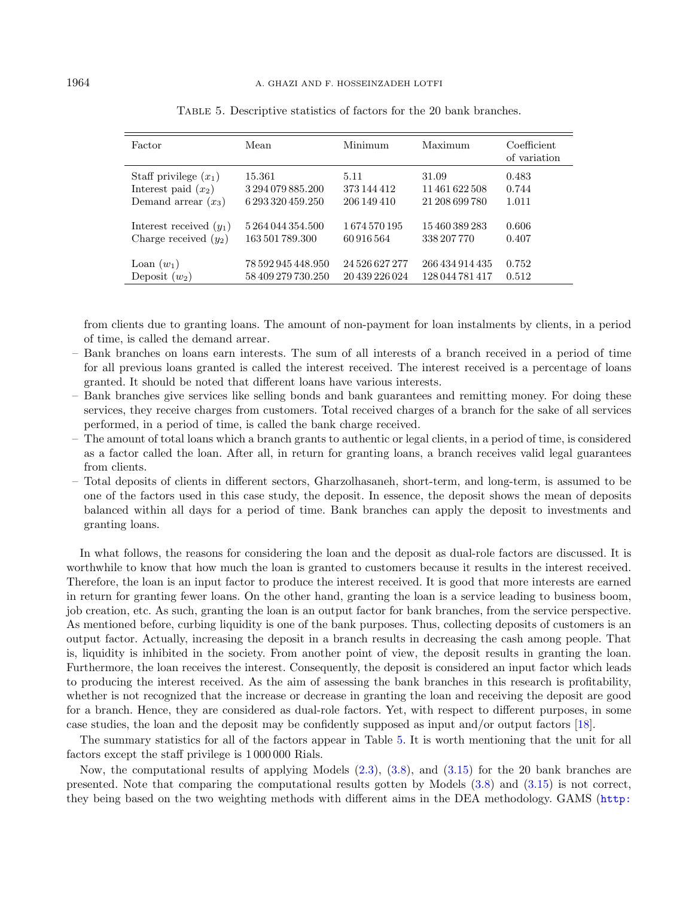Table 5. Descriptive statistics of factors for the 20 bank branches.

| Factor | Mean | Minimum | Maximum | Coefficient of variation |
|---|---|---|---|---|
| Staff privilege ($x_1$) | 15.361 | 5.11 | 31.09 | 0.483 |
| Interest paid ($x_2$) | 3 294 079 885.200 | 373 144 412 | 11 461 622 508 | 0.744 |
| Demand arrear ($x_3$) | 6 293 320 459.250 | 206 149 410 | 21 208 699 780 | 1.011 |
| Interest received ($y_1$) | 5 264 044 354.500 | 1 674 570 195 | 15 460 389 283 | 0.606 |
| Charge received ($y_2$) | 163 501 789.300 | 60 916 564 | 338 207 770 | 0.407 |
| Loan ($w_1$) | 78 592 945 448.950 | 24 526 627 277 | 266 434 914 435 | 0.752 |
| Deposit ($w_2$) | 58 409 279 730.250 | 20 439 226 024 | 128 044 781 417 | 0.512 |

from clients due to granting loans. The amount of non-payment for loan instalments by clients, in a period of time, is called the demand arrear.

- Bank branches on loans earn interests. The sum of all interests of a branch received in a period of time for all previous loans granted is called the interest received. The interest received is a percentage of loans granted. It should be noted that different loans have various interests.
- Bank branches give services like selling bonds and bank guarantees and remitting money. For doing these services, they receive charges from customers. Total received charges of a branch for the sake of all services performed, in a period of time, is called the bank charge received.
- The amount of total loans which a branch grants to authentic or legal clients, in a period of time, is considered as a factor called the loan. After all, in return for granting loans, a branch receives valid legal guarantees from clients.
- Total deposits of clients in different sectors, Gharzolhasaneh, short-term, and long-term, is assumed to be one of the factors used in this case study, the deposit. In essence, the deposit shows the mean of deposits balanced within all days for a period of time. Bank branches can apply the deposit to investments and granting loans.

In what follows, the reasons for considering the loan and the deposit as dual-role factors are discussed. It is worthwhile to know that how much the loan is granted to customers because it results in the interest received. Therefore, the loan is an input factor to produce the interest received. It is good that more interests are earned in return for granting fewer loans. On the other hand, granting the loan is a service leading to business boom, job creation, etc. As such, granting the loan is an output factor for bank branches, from the service perspective. As mentioned before, curbing liquidity is one of the bank purposes. Thus, collecting deposits of customers is an output factor. Actually, increasing the deposit in a branch results in decreasing the cash among people. That is, liquidity is inhibited in the society. From another point of view, the deposit results in granting the loan. Furthermore, the loan receives the interest. Consequently, the deposit is considered an input factor which leads to producing the interest received. As the aim of assessing the bank branches in this research is profitability, whether is not recognized that the increase or decrease in granting the loan and receiving the deposit are good for a branch. Hence, they are considered as dual-role factors. Yet, with respect to different purposes, in some case studies, the loan and the deposit may be confidently supposed as input and/or output factors [18].

The summary statistics for all of the factors appear in Table 5. It is worth mentioning that the unit for all factors except the staff privilege is 1 000 000 Rials.

Now, the computational results of applying Models (2.3), (3.8), and (3.15) for the 20 bank branches are presented. Note that comparing the computational results gotten by Models (3.8) and (3.15) is not correct, they being based on the two weighting methods with different aims in the DEA methodology. GAMS (http: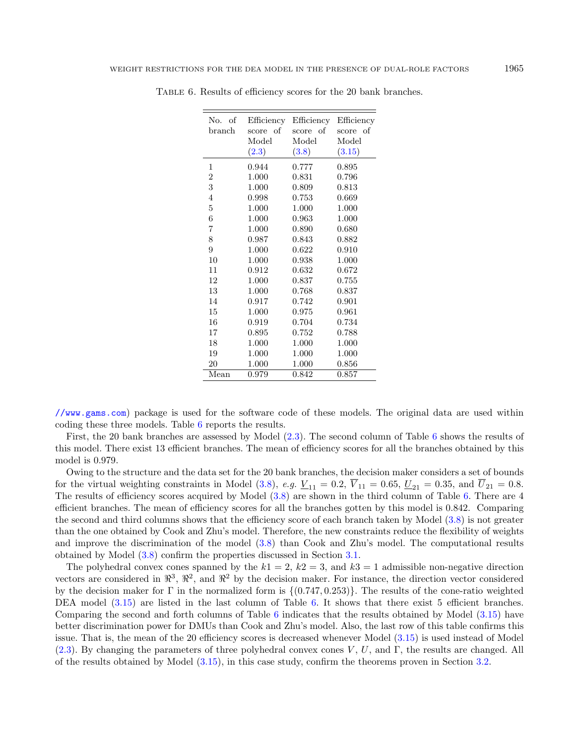Table 6. Results of efficiency scores for the 20 bank branches.

| No. of branch | Efficiency score of Model (2.3) | Efficiency score of Model (3.8) | Efficiency score of Model (3.15) |
|---|---|---|---|
| 1 | 0.944 | 0.777 | 0.895 |
| 2 | 1.000 | 0.831 | 0.796 |
| 3 | 1.000 | 0.809 | 0.813 |
| 4 | 0.998 | 0.753 | 0.669 |
| 5 | 1.000 | 1.000 | 1.000 |
| 6 | 1.000 | 0.963 | 1.000 |
| 7 | 1.000 | 0.890 | 0.680 |
| 8 | 0.987 | 0.843 | 0.882 |
| 9 | 1.000 | 0.622 | 0.910 |
| 10 | 1.000 | 0.938 | 1.000 |
| 11 | 0.912 | 0.632 | 0.672 |
| 12 | 1.000 | 0.837 | 0.755 |
| 13 | 1.000 | 0.768 | 0.837 |
| 14 | 0.917 | 0.742 | 0.901 |
| 15 | 1.000 | 0.975 | 0.961 |
| 16 | 0.919 | 0.704 | 0.734 |
| 17 | 0.895 | 0.752 | 0.788 |
| 18 | 1.000 | 1.000 | 1.000 |
| 19 | 1.000 | 1.000 | 1.000 |
| 20 | 1.000 | 1.000 | 0.856 |
| Mean | 0.979 | 0.842 | 0.857 |

//www.gams.com) package is used for the software code of these models. The original data are used within coding these three models. Table 6 reports the results.

First, the 20 bank branches are assessed by Model (2.3). The second column of Table 6 shows the results of this model. There exist 13 efficient branches. The mean of efficiency scores for all the branches obtained by this model is 0.979.

Owing to the structure and the data set for the 20 bank branches, the decision maker considers a set of bounds for the virtual weighting constraints in Model (3.8), *e.g.* $\underline{V}_{11} = 0.2$, $\overline{V}_{11} = 0.65$, $\underline{U}_{21} = 0.35$, and $\overline{U}_{21} = 0.8$. The results of efficiency scores acquired by Model (3.8) are shown in the third column of Table 6. There are 4 efficient branches. The mean of efficiency scores for all the branches gotten by this model is 0.842. Comparing the second and third columns shows that the efficiency score of each branch taken by Model (3.8) is not greater than the one obtained by Cook and Zhu's model. Therefore, the new constraints reduce the flexibility of weights and improve the discrimination of the model (3.8) than Cook and Zhu's model. The computational results obtained by Model (3.8) confirm the properties discussed in Section 3.1.

The polyhedral convex cones spanned by the $k1 = 2$, $k2 = 3$, and $k3 = 1$ admissible non-negative direction vectors are considered in $\Re^3$, $\Re^2$, and $\Re^2$ by the decision maker. For instance, the direction vector considered by the decision maker for $\Gamma$ in the normalized form is $\{(0.747, 0.253)\}$. The results of the cone-ratio weighted DEA model (3.15) are listed in the last column of Table 6. It shows that there exist 5 efficient branches. Comparing the second and forth columns of Table 6 indicates that the results obtained by Model (3.15) have better discrimination power for DMUs than Cook and Zhu's model. Also, the last row of this table confirms this issue. That is, the mean of the 20 efficiency scores is decreased whenever Model (3.15) is used instead of Model (2.3). By changing the parameters of three polyhedral convex cones $V$, $U$, and $\Gamma$, the results are changed. All of the results obtained by Model (3.15), in this case study, confirm the theorems proven in Section 3.2.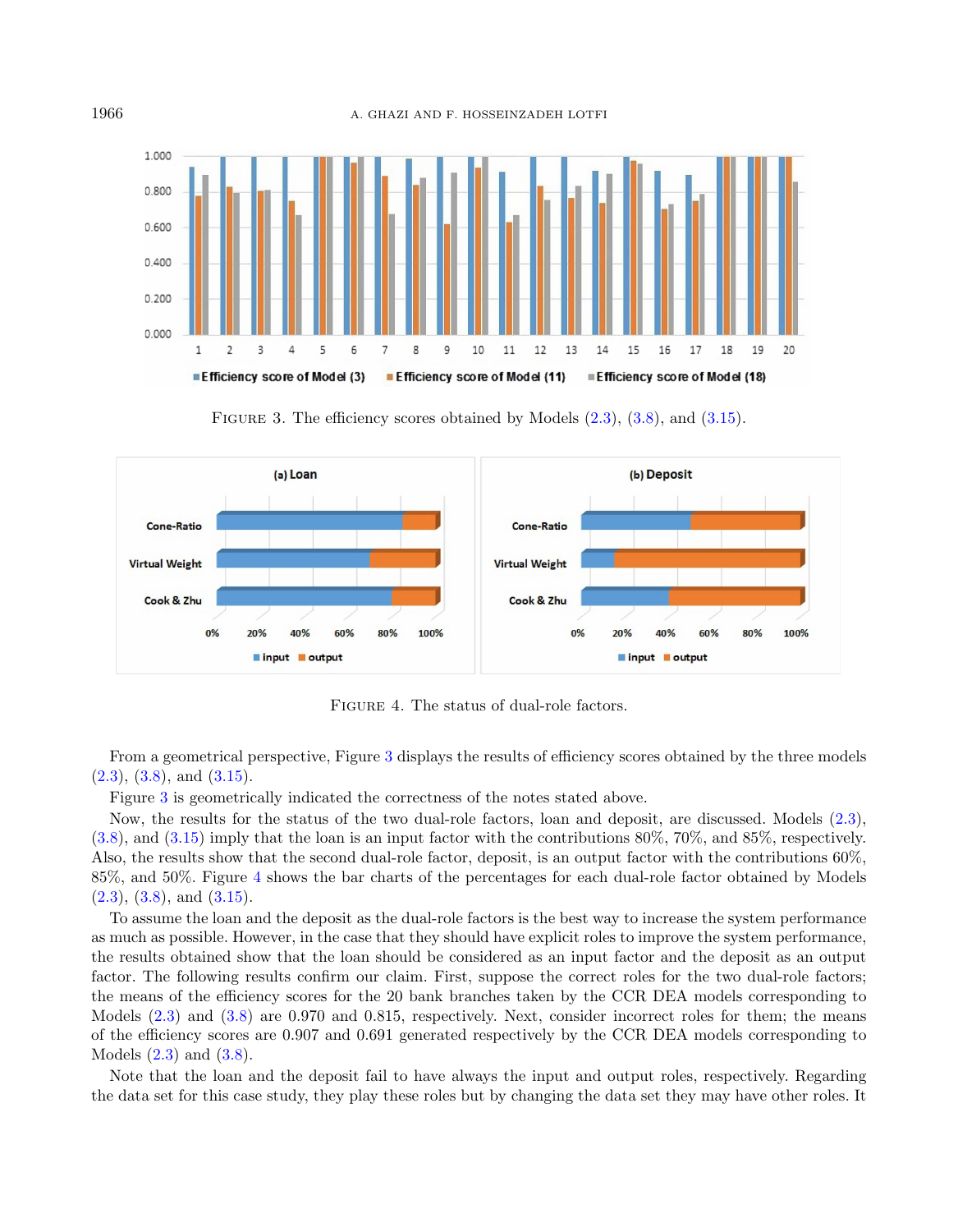FIGURE 3. The efficiency scores obtained by Models (2.3), (3.8), and (3.15).

FIGURE 4. The status of dual-role factors.

From a geometrical perspective, Figure 3 displays the results of efficiency scores obtained by the three models (2.3), (3.8), and (3.15).

Figure 3 is geometrically indicated the correctness of the notes stated above.

Now, the results for the status of the two dual-role factors, loan and deposit, are discussed. Models (2.3), (3.8), and (3.15) imply that the loan is an input factor with the contributions 80%, 70%, and 85%, respectively. Also, the results show that the second dual-role factor, deposit, is an output factor with the contributions 60%, 85%, and 50%. Figure 4 shows the bar charts of the percentages for each dual-role factor obtained by Models (2.3), (3.8), and (3.15).

To assume the loan and the deposit as the dual-role factors is the best way to increase the system performance as much as possible. However, in the case that they should have explicit roles to improve the system performance, the results obtained show that the loan should be considered as an input factor and the deposit as an output factor. The following results confirm our claim. First, suppose the correct roles for the two dual-role factors; the means of the efficiency scores for the 20 bank branches taken by the CCR DEA models corresponding to Models (2.3) and (3.8) are 0.970 and 0.815, respectively. Next, consider incorrect roles for them; the means of the efficiency scores are 0.907 and 0.691 generated respectively by the CCR DEA models corresponding to Models (2.3) and (3.8).

Note that the loan and the deposit fail to have always the input and output roles, respectively. Regarding the data set for this case study, they play these roles but by changing the data set they may have other roles. It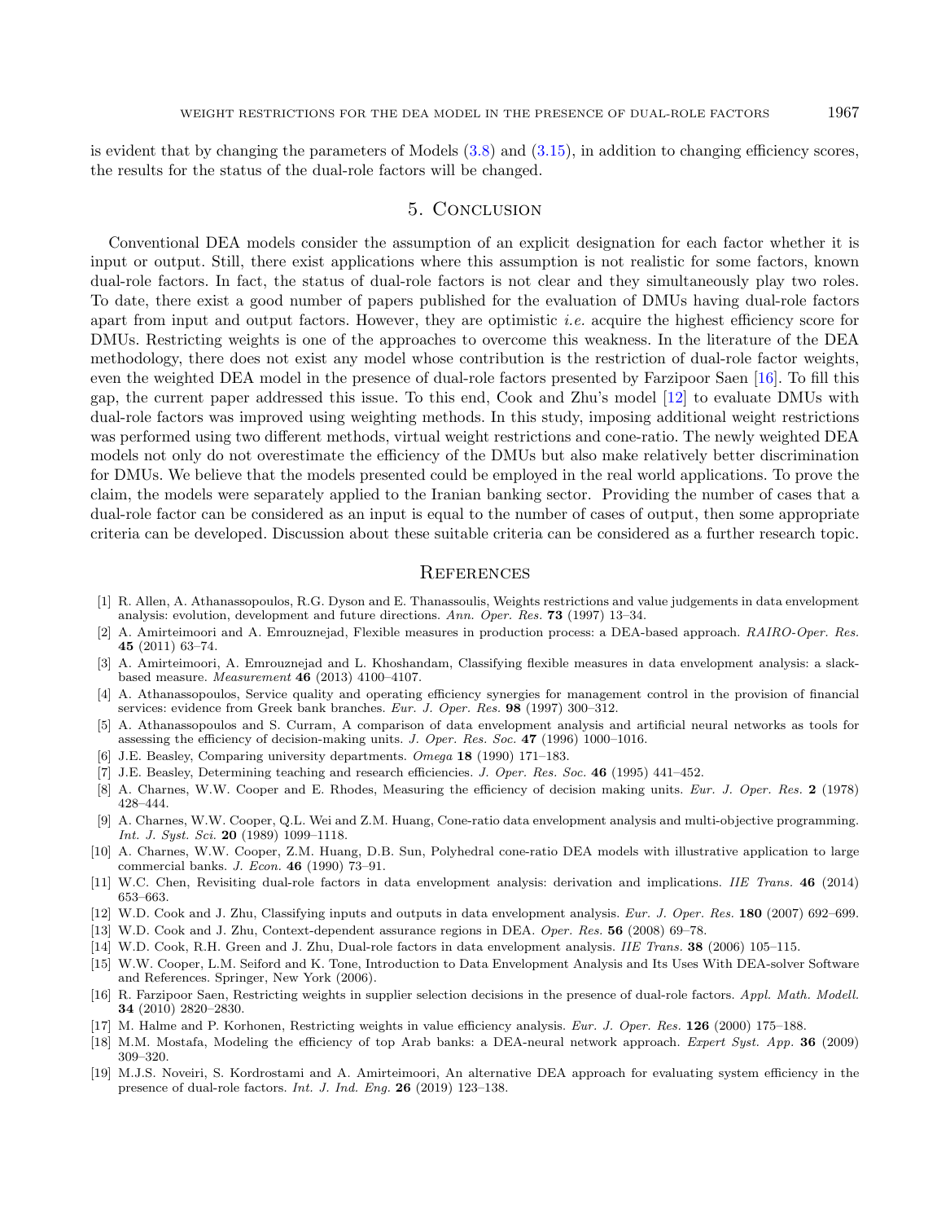is evident that by changing the parameters of Models (3.8) and (3.15), in addition to changing efficiency scores, the results for the status of the dual-role factors will be changed.

## 5. Conclusion

Conventional DEA models consider the assumption of an explicit designation for each factor whether it is input or output. Still, there exist applications where this assumption is not realistic for some factors, known dual-role factors. In fact, the status of dual-role factors is not clear and they simultaneously play two roles. To date, there exist a good number of papers published for the evaluation of DMUs having dual-role factors apart from input and output factors. However, they are optimistic *i.e.* acquire the highest efficiency score for DMUs. Restricting weights is one of the approaches to overcome this weakness. In the literature of the DEA methodology, there does not exist any model whose contribution is the restriction of dual-role factor weights, even the weighted DEA model in the presence of dual-role factors presented by Farzipoor Saen [16]. To fill this gap, the current paper addressed this issue. To this end, Cook and Zhu's model [12] to evaluate DMUs with dual-role factors was improved using weighting methods. In this study, imposing additional weight restrictions was performed using two different methods, virtual weight restrictions and cone-ratio. The newly weighted DEA models not only do not overestimate the efficiency of the DMUs but also make relatively better discrimination for DMUs. We believe that the models presented could be employed in the real world applications. To prove the claim, the models were separately applied to the Iranian banking sector. Providing the number of cases that a dual-role factor can be considered as an input is equal to the number of cases of output, then some appropriate criteria can be developed. Discussion about these suitable criteria can be considered as a further research topic.

## References

[1] R. Allen, A. Athanassopoulos, R.G. Dyson and E. Thanassoulis, Weights restrictions and value judgements in data envelopment analysis: evolution, development and future directions. *Ann. Oper. Res.* **73** (1997) 13–34.

[2] A. Amirteimoori and A. Emrouznejad, Flexible measures in production process: a DEA-based approach. *RAIRO-Oper. Res.* **45** (2011) 63–74.

[3] A. Amirteimoori, A. Emrouznejad and L. Khoshandam, Classifying flexible measures in data envelopment analysis: a slack-based measure. *Measurement* **46** (2013) 4100–4107.

[4] A. Athanassopoulos, Service quality and operating efficiency synergies for management control in the provision of financial services: evidence from Greek bank branches. *Eur. J. Oper. Res.* **98** (1997) 300–312.

[5] A. Athanassopoulos and S. Curram, A comparison of data envelopment analysis and artificial neural networks as tools for assessing the efficiency of decision-making units. *J. Oper. Res. Soc.* **47** (1996) 1000–1016.

[6] J.E. Beasley, Comparing university departments. *Omega* **18** (1990) 171–183.

[7] J.E. Beasley, Determining teaching and research efficiencies. *J. Oper. Res. Soc.* **46** (1995) 441–452.

[8] A. Charnes, W.W. Cooper and E. Rhodes, Measuring the efficiency of decision making units. *Eur. J. Oper. Res.* **2** (1978) 428–444.

[9] A. Charnes, W.W. Cooper, Q.L. Wei and Z.M. Huang, Cone-ratio data envelopment analysis and multi-objective programming. *Int. J. Syst. Sci.* **20** (1989) 1099–1118.

[10] A. Charnes, W.W. Cooper, Z.M. Huang, D.B. Sun, Polyhedral cone-ratio DEA models with illustrative application to large commercial banks. *J. Econ.* **46** (1990) 73–91.

[11] W.C. Chen, Revisiting dual-role factors in data envelopment analysis: derivation and implications. *IIE Trans.* **46** (2014) 653–663.

[12] W.D. Cook and J. Zhu, Classifying inputs and outputs in data envelopment analysis. *Eur. J. Oper. Res.* **180** (2007) 692–699.

[13] W.D. Cook and J. Zhu, Context-dependent assurance regions in DEA. *Oper. Res.* **56** (2008) 69–78.

[14] W.D. Cook, R.H. Green and J. Zhu, Dual-role factors in data envelopment analysis. *IIE Trans.* **38** (2006) 105–115.

[15] W.W. Cooper, L.M. Seiford and K. Tone, Introduction to Data Envelopment Analysis and Its Uses With DEA-solver Software and References. Springer, New York (2006).

[16] R. Farzipoor Saen, Restricting weights in supplier selection decisions in the presence of dual-role factors. *Appl. Math. Modell.* **34** (2010) 2820–2830.

[17] M. Halme and P. Korhonen, Restricting weights in value efficiency analysis. *Eur. J. Oper. Res.* **126** (2000) 175–188.

[18] M.M. Mostafa, Modeling the efficiency of top Arab banks: a DEA-neural network approach. *Expert Syst. App.* **36** (2009) 309–320.

[19] M.J.S. Noveiri, S. Kordrostami and A. Amirteimoori, An alternative DEA approach for evaluating system efficiency in the presence of dual-role factors. *Int. J. Ind. Eng.* **26** (2019) 123–138.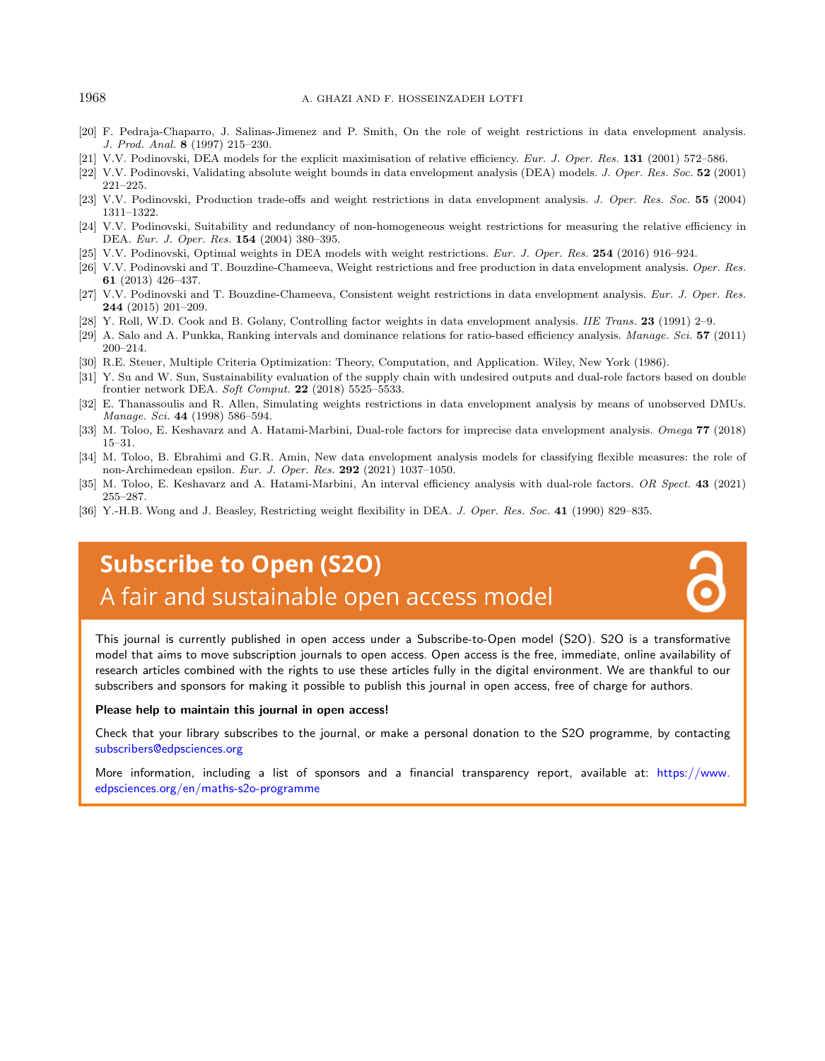[20] F. Pedraja-Chaparro, J. Salinas-Jimenez and P. Smith, On the role of weight restrictions in data envelopment analysis. *J. Prod. Anal.* **8** (1997) 215–230.

[21] V.V. Podinovski, DEA models for the explicit maximisation of relative efficiency. *Eur. J. Oper. Res.* **131** (2001) 572–586.

[22] V.V. Podinovski, Validating absolute weight bounds in data envelopment analysis (DEA) models. *J. Oper. Res. Soc.* **52** (2001) 221–225.

[23] V.V. Podinovski, Production trade-offs and weight restrictions in data envelopment analysis. *J. Oper. Res. Soc.* **55** (2004) 1311–1322.

[24] V.V. Podinovski, Suitability and redundancy of non-homogeneous weight restrictions for measuring the relative efficiency in DEA. *Eur. J. Oper. Res.* **154** (2004) 380–395.

[25] V.V. Podinovski, Optimal weights in DEA models with weight restrictions. *Eur. J. Oper. Res.* **254** (2016) 916–924.

[26] V.V. Podinovski and T. Bouzdine-Chameeva, Weight restrictions and free production in data envelopment analysis. *Oper. Res.* **61** (2013) 426–437.

[27] V.V. Podinovski and T. Bouzdine-Chameeva, Consistent weight restrictions in data envelopment analysis. *Eur. J. Oper. Res.* **244** (2015) 201–209.

[28] Y. Roll, W.D. Cook and B. Golany, Controlling factor weights in data envelopment analysis. *IIE Trans.* **23** (1991) 2–9.

[29] A. Salo and A. Punkka, Ranking intervals and dominance relations for ratio-based efficiency analysis. *Manage. Sci.* **57** (2011) 200–214.

[30] R.E. Steuer, Multiple Criteria Optimization: Theory, Computation, and Application. Wiley, New York (1986).

[31] Y. Su and W. Sun, Sustainability evaluation of the supply chain with undesired outputs and dual-role factors based on double frontier network DEA. *Soft Comput.* **22** (2018) 5525–5533.

[32] E. Thanassoulis and R. Allen, Simulating weights restrictions in data envelopment analysis by means of unobserved DMUs. *Manage. Sci.* **44** (1998) 586–594.

[33] M. Toloo, E. Keshavarz and A. Hatami-Marbini, Dual-role factors for imprecise data envelopment analysis. *Omega* **77** (2018) 15–31.

[34] M. Toloo, B. Ebrahimi and G.R. Amin, New data envelopment analysis models for classifying flexible measures: the role of non-Archimedean epsilon. *Eur. J. Oper. Res.* **292** (2021) 1037–1050.

[35] M. Toloo, E. Keshavarz and A. Hatami-Marbini, An interval efficiency analysis with dual-role factors. *OR Spect.* **43** (2021) 255–287.

[36] Y.-H.B. Wong and J. Beasley, Restricting weight flexibility in DEA. *J. Oper. Res. Soc.* **41** (1990) 829–835.

## Subscribe to Open (S2O)

### A fair and sustainable open access model

This journal is currently published in open access under a Subscribe-to-Open model (S2O). S2O is a transformative model that aims to move subscription journals to open access. Open access is the free, immediate, online availability of research articles combined with the rights to use these articles fully in the digital environment. We are thankful to our subscribers and sponsors for making it possible to publish this journal in open access, free of charge for authors.

**Please help to maintain this journal in open access!**

Check that your library subscribes to the journal, or make a personal donation to the S2O programme, by contacting subscribers@edpsciences.org

More information, including a list of sponsors and a financial transparency report, available at: https://www.edpsciences.org/en/maths-s2o-programme